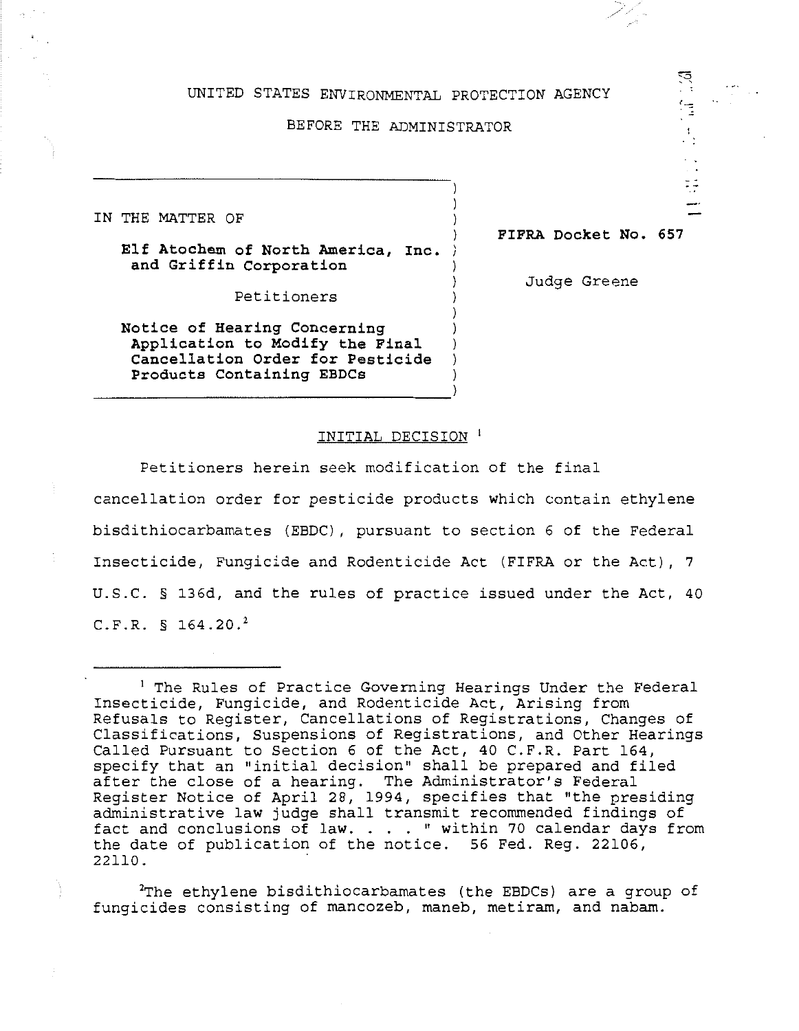UNITED STATES ENVIRONMENTAL PROTECTION AGENCY

BEFORE THE ADMINISTRATOR

IN THE MATTER OF

**Elf Atochem of North America, Inc. and Griffin Corporation**

Petitioners

**Notice of Hearing Concerning Application to Modify the Final Cancellation Order for Pesticide Products Containing EBDCs**

**FIFRA Docket No. 657**

Judge Greene

## INITIAL DECISION [1]

Petitioners herein seek modification of the final cancellation order for pesticide products which contain ethylene bisdithiocarbamates (EBDC), pursuant to section 6 of the Federal Insecticide, Fungicide and Rodenticide Act (FIFRA or the Act), 7 U.S.C. § 136d, and the rules of practice issued under the Act, 40 C.F.R. § 164.20.[2]

---

[1] The Rules of Practice Governing Hearings Under the Federal Insecticide, Fungicide, and Rodenticide Act, Arising from Refusals to Register, Cancellations of Registrations, Changes of Classifications, Suspensions of Registrations, and Other Hearings Called Pursuant to Section 6 of the Act, 40 C.F.R. Part 164, specify that an "initial decision" shall be prepared and filed after the close of a hearing. The Administrator's Federal Register Notice of April 28, 1994, specifies that "the presiding administrative law judge shall transmit recommended findings of fact and conclusions of law. . . . " within 70 calendar days from the date of publication of the notice. 56 Fed. Reg. 22106, 22110.

[2] The ethylene bisdithiocarbamates (the EBDCs) are a group of fungicides consisting of mancozeb, maneb, metiram, and nabam.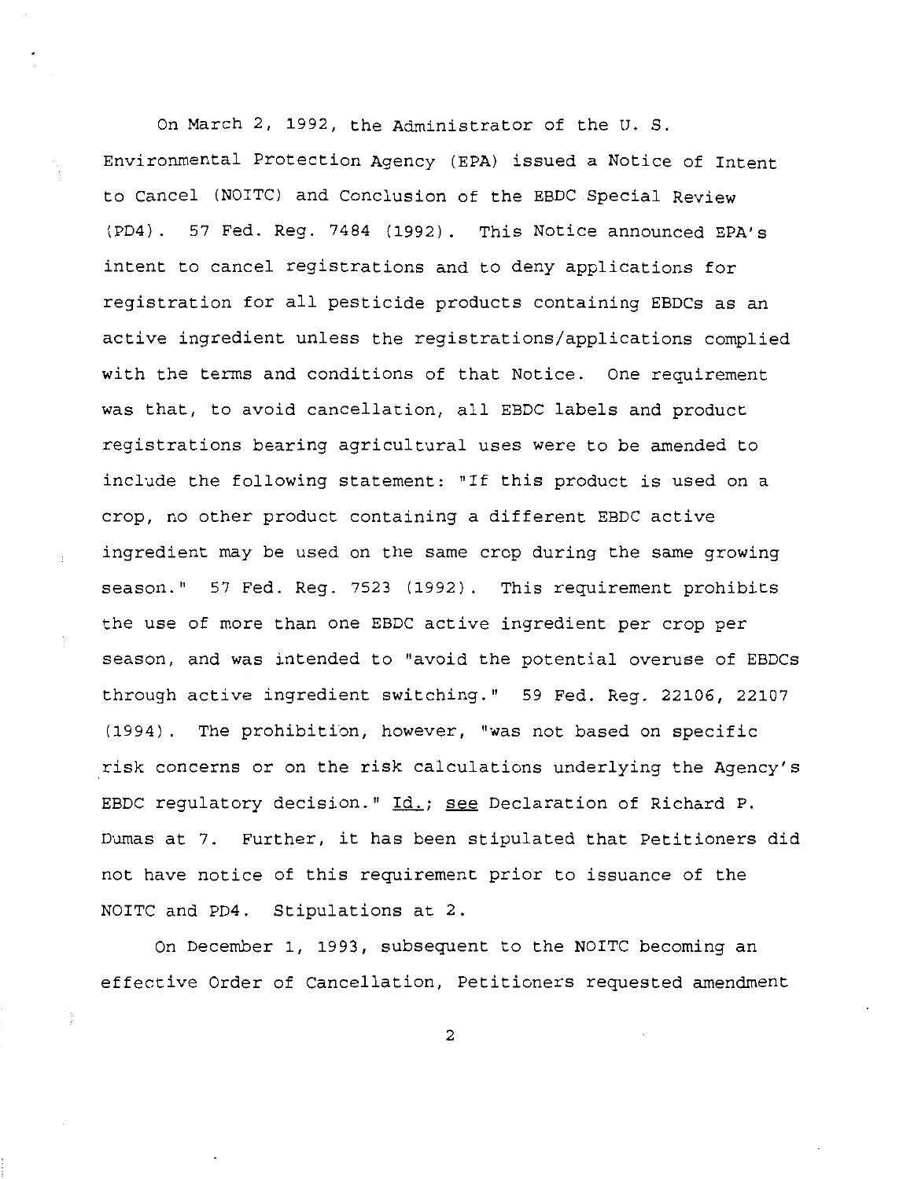On March 2, 1992, the Administrator of the U. S. Environmental Protection Agency (EPA) issued a Notice of Intent to Cancel (NOITC) and Conclusion of the EBDC Special Review (PD4). 57 Fed. Reg. 7484 (1992). This Notice announced EPA's intent to cancel registrations and to deny applications for registration for all pesticide products containing EBDCs as an active ingredient unless the registrations/applications complied with the terms and conditions of that Notice. One requirement was that, to avoid cancellation, all EBDC labels and product registrations bearing agricultural uses were to be amended to include the following statement: "If this product is used on a crop, no other product containing a different EBDC active ingredient may be used on the same crop during the same growing season." 57 Fed. Reg. 7523 (1992). This requirement prohibits the use of more than one EBDC active ingredient per crop per season, and was intended to "avoid the potential overuse of EBDCs through active ingredient switching." 59 Fed. Reg. 22106, 22107 (1994). The prohibition, however, "was not based on specific risk concerns or on the risk calculations underlying the Agency's EBDC regulatory decision." Id.; see Declaration of Richard P. Dumas at 7. Further, it has been stipulated that Petitioners did not have notice of this requirement prior to issuance of the NOITC and PD4. Stipulations at 2.

On December 1, 1993, subsequent to the NOITC becoming an effective Order of Cancellation, Petitioners requested amendment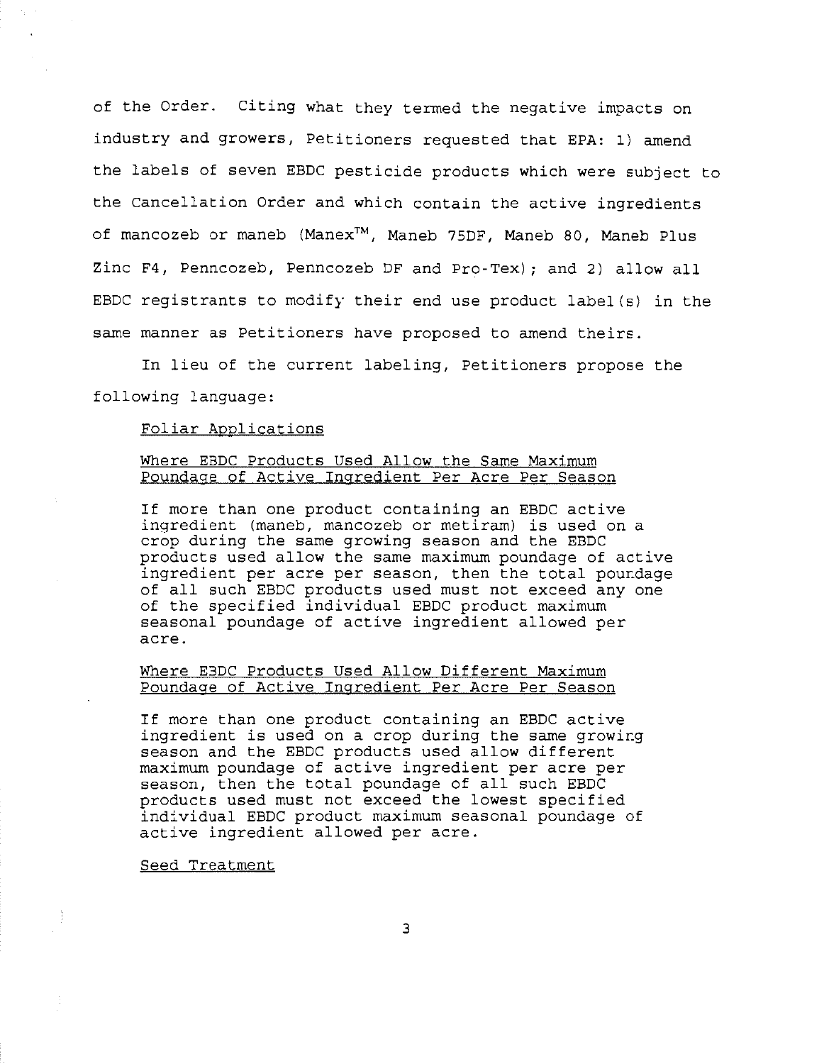of the Order. Citing what they termed the negative impacts on industry and growers, Petitioners requested that EPA: 1) amend the labels of seven EBDC pesticide products which were subject to the Cancellation Order and which contain the active ingredients of mancozeb or maneb (Manex™, Maneb 75DF, Maneb 80, Maneb Plus Zinc F4, Penncozeb, Penncozeb DF and Pro-Tex); and 2) allow all EBDC registrants to modify their end use product label(s) in the same manner as Petitioners have proposed to amend theirs.

In lieu of the current labeling, Petitioners propose the following language:

> <u>Foliar Applications</u>
>
> <u>Where EBDC Products Used Allow the Same Maximum Poundage of Active Ingredient Per Acre Per Season</u>
>
> If more than one product containing an EBDC active ingredient (maneb, mancozeb or metiram) is used on a crop during the same growing season and the EBDC products used allow the same maximum poundage of active ingredient per acre per season, then the total poundage of all such EBDC products used must not exceed any one of the specified individual EBDC product maximum seasonal poundage of active ingredient allowed per acre.
>
> <u>Where EBDC Products Used Allow Different Maximum Poundage of Active Ingredient Per Acre Per Season</u>
>
> If more than one product containing an EBDC active ingredient is used on a crop during the same growing season and the EBDC products used allow different maximum poundage of active ingredient per acre per season, then the total poundage of all such EBDC products used must not exceed the lowest specified individual EBDC product maximum seasonal poundage of active ingredient allowed per acre.
>
> <u>Seed Treatment</u>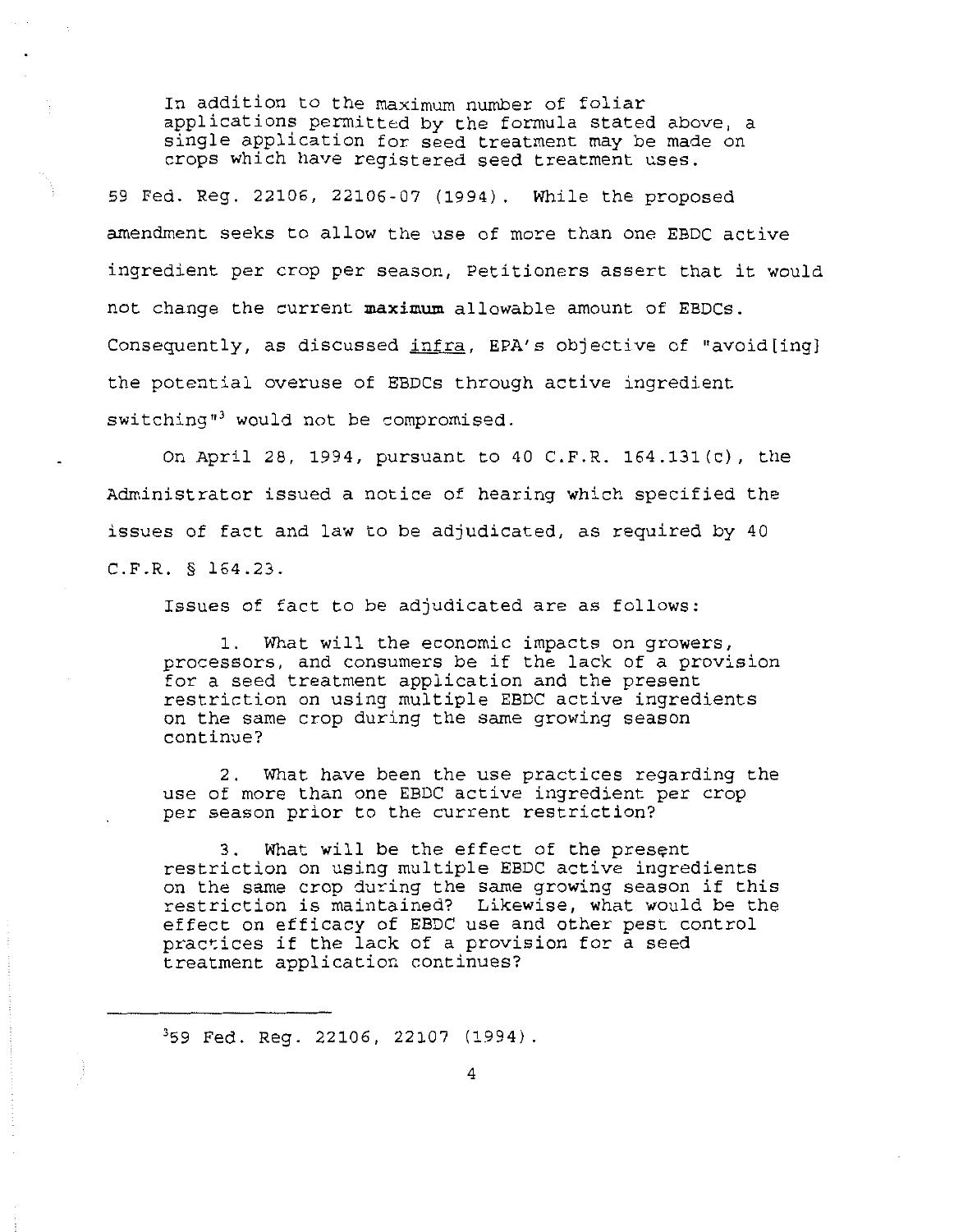> In addition to the maximum number of foliar applications permitted by the formula stated above, a single application for seed treatment may be made on crops which have registered seed treatment uses.

59 Fed. Reg. 22106, 22106-07 (1994). While the proposed amendment seeks to allow the use of more than one EBDC active ingredient per crop per season, Petitioners assert that it would not change the current **maximum** allowable amount of EBDCs. Consequently, as discussed infra, EPA's objective of "avoid[ing] the potential overuse of EBDCs through active ingredient switching"[3] would not be compromised.

On April 28, 1994, pursuant to 40 C.F.R. 164.131(c), the Administrator issued a notice of hearing which specified the issues of fact and law to be adjudicated, as required by 40 C.F.R. § 164.23.

Issues of fact to be adjudicated are as follows:

> 1. What will the economic impacts on growers, processors, and consumers be if the lack of a provision for a seed treatment application and the present restriction on using multiple EBDC active ingredients on the same crop during the same growing season continue?
>
> 2. What have been the use practices regarding the use of more than one EBDC active ingredient per crop per season prior to the current restriction?
>
> 3. What will be the effect of the present restriction on using multiple EBDC active ingredients on the same crop during the same growing season if this restriction is maintained? Likewise, what would be the effect on efficacy of EBDC use and other pest control practices if the lack of a provision for a seed treatment application continues?

---

[3] 59 Fed. Reg. 22106, 22107 (1994).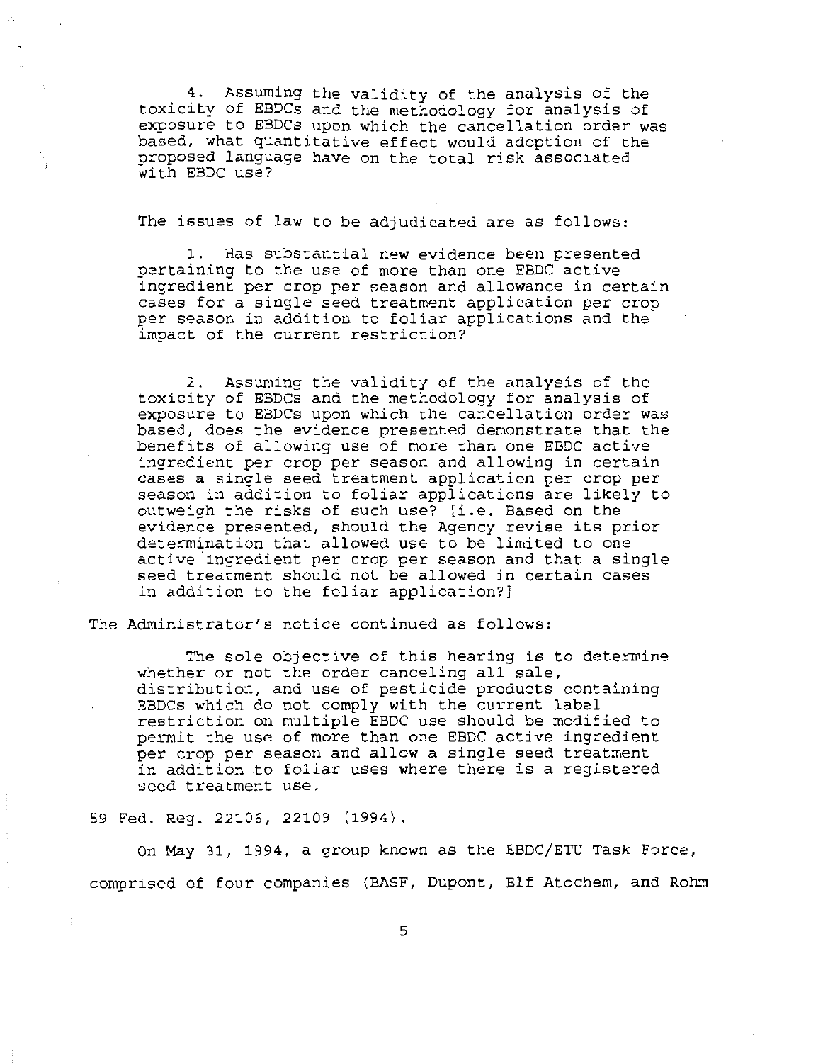4. Assuming the validity of the analysis of the toxicity of EBDCs and the methodology for analysis of exposure to EBDCs upon which the cancellation order was based, what quantitative effect would adoption of the proposed language have on the total risk associated with EBDC use?

The issues of law to be adjudicated are as follows:

1. Has substantial new evidence been presented pertaining to the use of more than one EBDC active ingredient per crop per season and allowance in certain cases for a single seed treatment application per crop per season in addition to foliar applications and the impact of the current restriction?

2. Assuming the validity of the analysis of the toxicity of EBDCs and the methodology for analysis of exposure to EBDCs upon which the cancellation order was based, does the evidence presented demonstrate that the benefits of allowing use of more than one EBDC active ingredient per crop per season and allowing in certain cases a single seed treatment application per crop per season in addition to foliar applications are likely to outweigh the risks of such use? [i.e. Based on the evidence presented, should the Agency revise its prior determination that allowed use to be limited to one active ingredient per crop per season and that a single seed treatment should not be allowed in certain cases in addition to the foliar application?]

The Administrator's notice continued as follows:

> The sole objective of this hearing is to determine whether or not the order canceling all sale, distribution, and use of pesticide products containing EBDCs which do not comply with the current label restriction on multiple EBDC use should be modified to permit the use of more than one EBDC active ingredient per crop per season and allow a single seed treatment in addition to foliar uses where there is a registered seed treatment use.

59 Fed. Reg. 22106, 22109 (1994).

On May 31, 1994, a group known as the EBDC/ETU Task Force, comprised of four companies (BASF, Dupont, Elf Atochem, and Rohm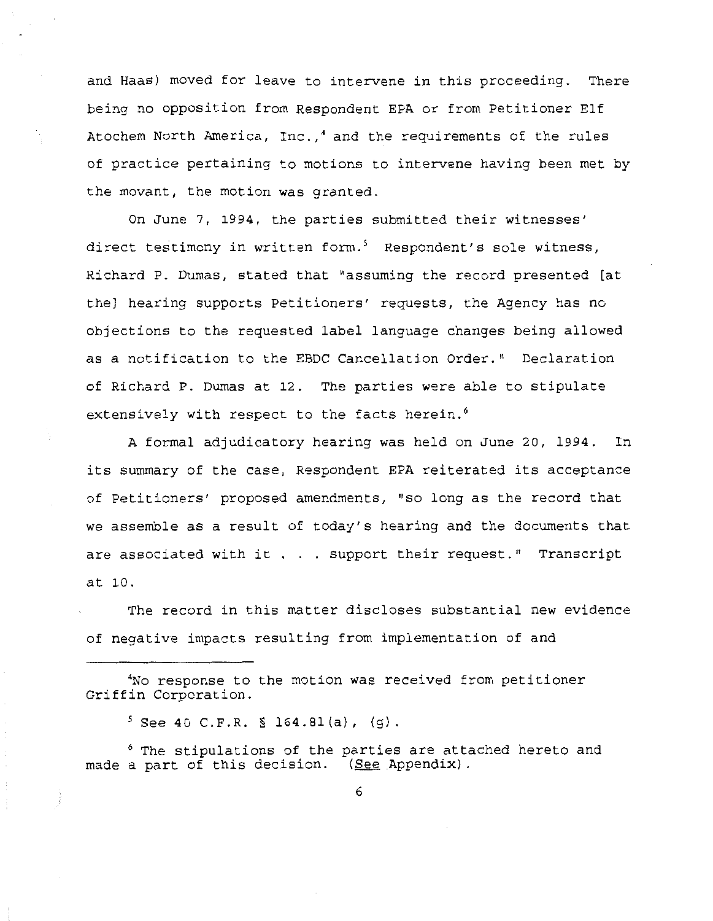and Haas) moved for leave to intervene in this proceeding. There being no opposition from Respondent EPA or from Petitioner Elf Atochem North America, Inc.,[4] and the requirements of the rules of practice pertaining to motions to intervene having been met by the movant, the motion was granted.

On June 7, 1994, the parties submitted their witnesses' direct testimony in written form.[5] Respondent's sole witness, Richard P. Dumas, stated that "assuming the record presented [at the] hearing supports Petitioners' requests, the Agency has no objections to the requested label language changes being allowed as a notification to the EBDC Cancellation Order." Declaration of Richard P. Dumas at 12. The parties were able to stipulate extensively with respect to the facts herein.[6]

A formal adjudicatory hearing was held on June 20, 1994. In its summary of the case, Respondent EPA reiterated its acceptance of Petitioners' proposed amendments, "so long as the record that we assemble as a result of today's hearing and the documents that are associated with it . . . support their request." Transcript at 10.

The record in this matter discloses substantial new evidence of negative impacts resulting from implementation of and

---

[4]No response to the motion was received from petitioner Griffin Corporation.

[5] See 40 C.F.R. § 164.81(a), (g).

[6] The stipulations of the parties are attached hereto and made a part of this decision. (See Appendix).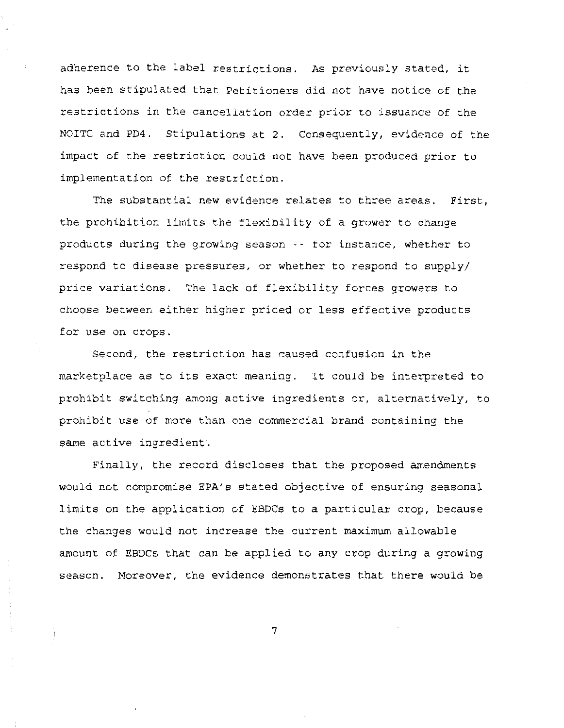adherence to the label restrictions. As previously stated, it has been stipulated that Petitioners did not have notice of the restrictions in the cancellation order prior to issuance of the NOITC and PD4. Stipulations at 2. Consequently, evidence of the impact of the restriction could not have been produced prior to implementation of the restriction.

The substantial new evidence relates to three areas. First, the prohibition limits the flexibility of a grower to change products during the growing season -- for instance, whether to respond to disease pressures, or whether to respond to supply/ price variations. The lack of flexibility forces growers to choose between either higher priced or less effective products for use on crops.

Second, the restriction has caused confusion in the marketplace as to its exact meaning. It could be interpreted to prohibit switching among active ingredients or, alternatively, to prohibit use of more than one commercial brand containing the same active ingredient.

Finally, the record discloses that the proposed amendments would not compromise EPA's stated objective of ensuring seasonal limits on the application of EBDCs to a particular crop, because the changes would not increase the current maximum allowable amount of EBDCs that can be applied to any crop during a growing season. Moreover, the evidence demonstrates that there would be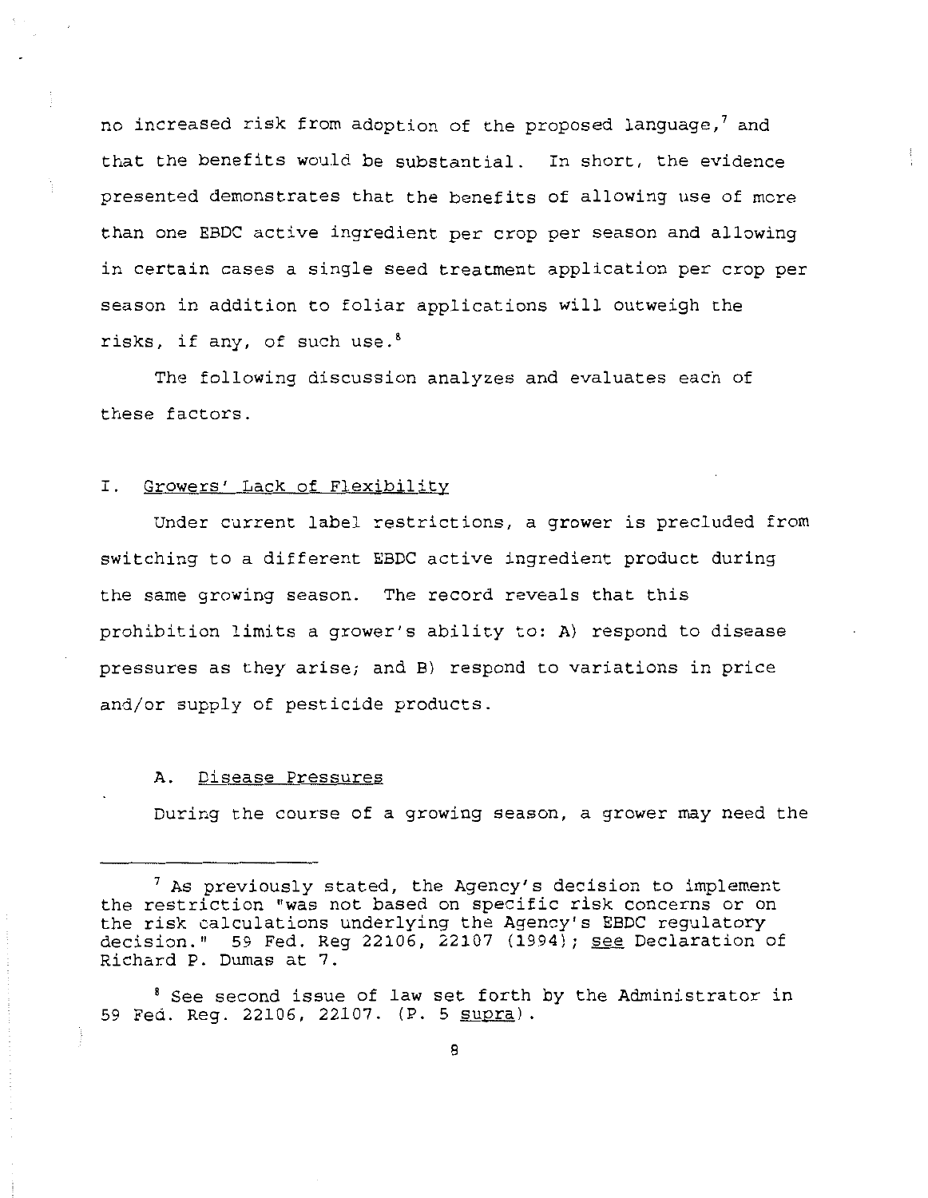no increased risk from adoption of the proposed language,[7] and that the benefits would be substantial. In short, the evidence presented demonstrates that the benefits of allowing use of more than one EBDC active ingredient per crop per season and allowing in certain cases a single seed treatment application per crop per season in addition to foliar applications will outweigh the risks, if any, of such use.[8]

The following discussion analyzes and evaluates each of these factors.

## I. Growers' Lack of Flexibility

Under current label restrictions, a grower is precluded from switching to a different EBDC active ingredient product during the same growing season. The record reveals that this prohibition limits a grower's ability to: A) respond to disease pressures as they arise; and B) respond to variations in price and/or supply of pesticide products.

### A. Disease Pressures

During the course of a growing season, a grower may need the

---

[7] As previously stated, the Agency's decision to implement the restriction "was not based on specific risk concerns or on the risk calculations underlying the Agency's EBDC regulatory decision." 59 Fed. Reg 22106, 22107 (1994); see Declaration of Richard P. Dumas at 7.

[8] See second issue of law set forth by the Administrator in 59 Fed. Reg. 22106, 22107. (P. 5 supra).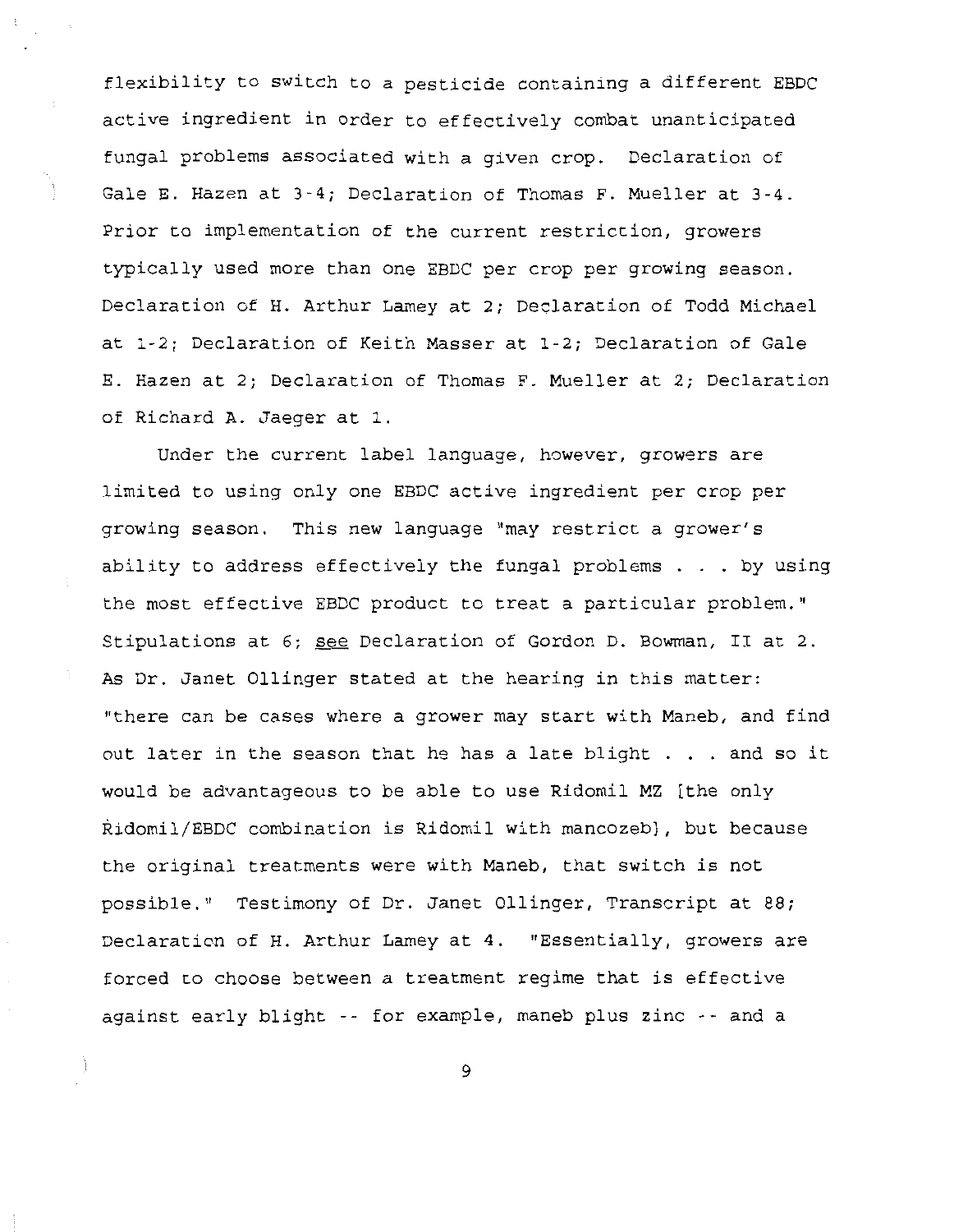flexibility to switch to a pesticide containing a different EBDC active ingredient in order to effectively combat unanticipated fungal problems associated with a given crop. Declaration of Gale E. Hazen at 3-4; Declaration of Thomas F. Mueller at 3-4. Prior to implementation of the current restriction, growers typically used more than one EBDC per crop per growing season. Declaration of H. Arthur Lamey at 2; Declaration of Todd Michael at 1-2; Declaration of Keith Masser at 1-2; Declaration of Gale E. Hazen at 2; Declaration of Thomas F. Mueller at 2; Declaration of Richard A. Jaeger at 1.

Under the current label language, however, growers are limited to using only one EBDC active ingredient per crop per growing season. This new language "may restrict a grower's ability to address effectively the fungal problems . . . by using the most effective EBDC product to treat a particular problem." Stipulations at 6; see Declaration of Gordon D. Bowman, II at 2. As Dr. Janet Ollinger stated at the hearing in this matter: "there can be cases where a grower may start with Maneb, and find out later in the season that he has a late blight . . . and so it would be advantageous to be able to use Ridomil MZ [the only Ridomil/EBDC combination is Ridomil with mancozeb], but because the original treatments were with Maneb, that switch is not possible." Testimony of Dr. Janet Ollinger, Transcript at 88; Declaration of H. Arthur Lamey at 4. "Essentially, growers are forced to choose between a treatment regime that is effective against early blight -- for example, maneb plus zinc -- and a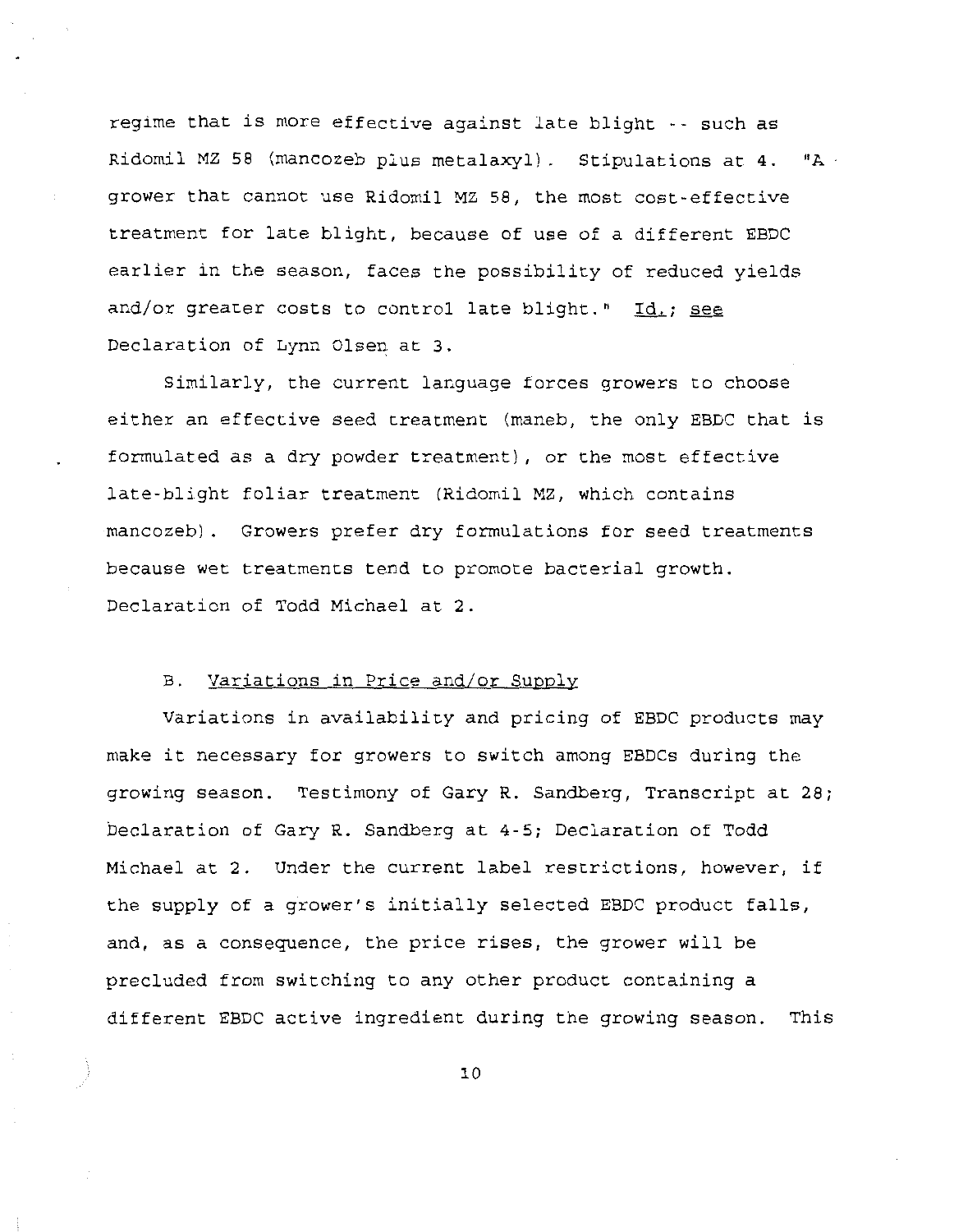regime that is more effective against late blight -- such as Ridomil MZ 58 (mancozeb plus metalaxyl). Stipulations at 4. "A grower that cannot use Ridomil MZ 58, the most cost-effective treatment for late blight, because of use of a different EBDC earlier in the season, faces the possibility of reduced yields and/or greater costs to control late blight." Id.; see Declaration of Lynn Olsen at 3.

Similarly, the current language forces growers to choose either an effective seed treatment (maneb, the only EBDC that is formulated as a dry powder treatment), or the most effective late-blight foliar treatment (Ridomil MZ, which contains mancozeb). Growers prefer dry formulations for seed treatments because wet treatments tend to promote bacterial growth. Declaration of Todd Michael at 2.

B. Variations in Price and/or Supply

Variations in availability and pricing of EBDC products may make it necessary for growers to switch among EBDCs during the growing season. Testimony of Gary R. Sandberg, Transcript at 28; Declaration of Gary R. Sandberg at 4-5; Declaration of Todd Michael at 2. Under the current label restrictions, however, if the supply of a grower's initially selected EBDC product falls, and, as a consequence, the price rises, the grower will be precluded from switching to any other product containing a different EBDC active ingredient during the growing season. This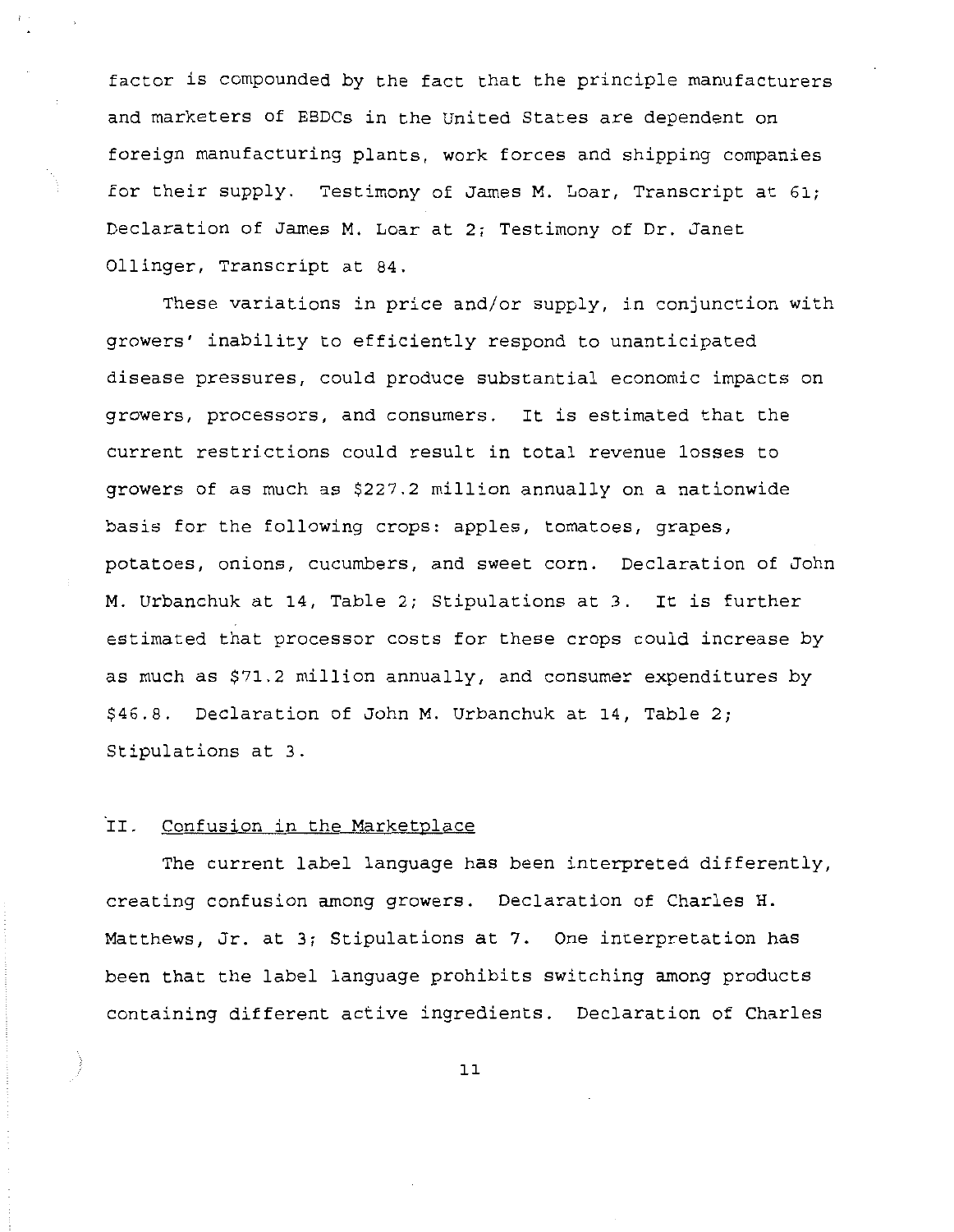factor is compounded by the fact that the principle manufacturers and marketers of EBDCs in the United States are dependent on foreign manufacturing plants, work forces and shipping companies for their supply. Testimony of James M. Loar, Transcript at 61; Declaration of James M. Loar at 2; Testimony of Dr. Janet Ollinger, Transcript at 84.

These variations in price and/or supply, in conjunction with growers' inability to efficiently respond to unanticipated disease pressures, could produce substantial economic impacts on growers, processors, and consumers. It is estimated that the current restrictions could result in total revenue losses to growers of as much as $227.2 million annually on a nationwide basis for the following crops: apples, tomatoes, grapes, potatoes, onions, cucumbers, and sweet corn. Declaration of John M. Urbanchuk at 14, Table 2; Stipulations at 3. It is further estimated that processor costs for these crops could increase by as much as $71.2 million annually, and consumer expenditures by $46.8. Declaration of John M. Urbanchuk at 14, Table 2; Stipulations at 3.

## II. Confusion in the Marketplace

The current label language has been interpreted differently, creating confusion among growers. Declaration of Charles H. Matthews, Jr. at 3; Stipulations at 7. One interpretation has been that the label language prohibits switching among products containing different active ingredients. Declaration of Charles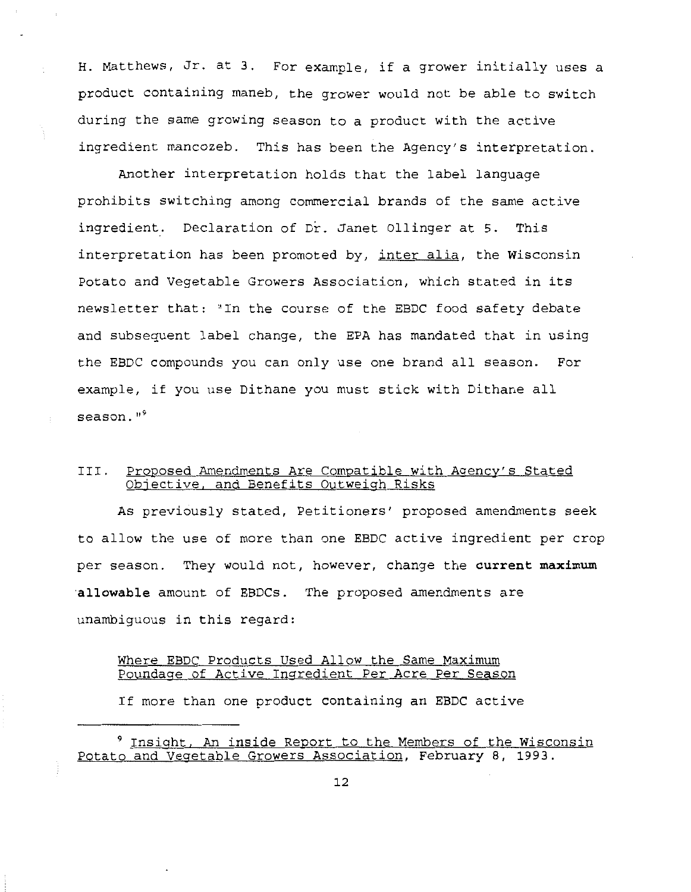H. Matthews, Jr. at 3. For example, if a grower initially uses a product containing maneb, the grower would not be able to switch during the same growing season to a product with the active ingredient mancozeb. This has been the Agency's interpretation.

Another interpretation holds that the label language prohibits switching among commercial brands of the same active ingredient. Declaration of Dr. Janet Ollinger at 5. This interpretation has been promoted by, inter alia, the Wisconsin Potato and Vegetable Growers Association, which stated in its newsletter that: "In the course of the EBDC food safety debate and subsequent label change, the EPA has mandated that in using the EBDC compounds you can only use one brand all season. For example, if you use Dithane you must stick with Dithane all season."[9]

## III. Proposed Amendments Are Compatible with Agency's Stated Objective, and Benefits Outweigh Risks

As previously stated, Petitioners' proposed amendments seek to allow the use of more than one EBDC active ingredient per crop per season. They would not, however, change the **current maximum allowable** amount of EBDCs. The proposed amendments are unambiguous in this regard:

> Where EBDC Products Used Allow the Same Maximum Poundage of Active Ingredient Per Acre Per Season
>
> If more than one product containing an EBDC active

[9] Insight, An inside Report to the Members of the Wisconsin Potato and Vegetable Growers Association, February 8, 1993.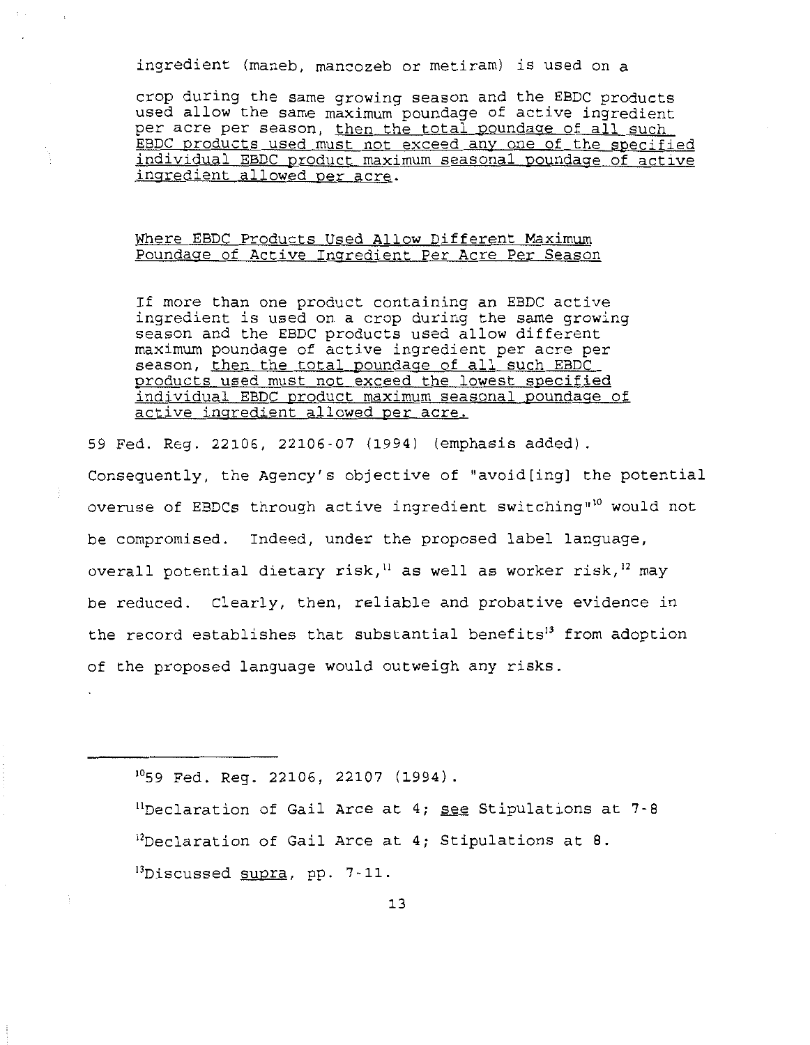ingredient (maneb, mancozeb or metiram) is used on a

> crop during the same growing season and the EBDC products used allow the same maximum poundage of active ingredient per acre per season, <u>then the total poundage of all such EBDC products used must not exceed any one of the specified individual EBDC product maximum seasonal poundage of active ingredient allowed per acre</u>.
>
> <u>Where EBDC Products Used Allow Different Maximum Poundage of Active Ingredient Per Acre Per Season</u>
>
> If more than one product containing an EBDC active ingredient is used on a crop during the same growing season and the EBDC products used allow different maximum poundage of active ingredient per acre per season, <u>then the total poundage of all such EBDC products used must not exceed the lowest specified individual EBDC product maximum seasonal poundage of active ingredient allowed per acre.</u>

59 Fed. Reg. 22106, 22106-07 (1994) (emphasis added). Consequently, the Agency's objective of "avoid[ing] the potential overuse of EBDCs through active ingredient switching"[10] would not be compromised. Indeed, under the proposed label language, overall potential dietary risk,[11] as well as worker risk,[12] may be reduced. Clearly, then, reliable and probative evidence in the record establishes that substantial benefits[13] from adoption of the proposed language would outweigh any risks.

---

[10] 59 Fed. Reg. 22106, 22107 (1994).

[11] Declaration of Gail Arce at 4; <u>see</u> Stipulations at 7-8

[12] Declaration of Gail Arce at 4; Stipulations at 8.

[13] Discussed <u>supra</u>, pp. 7-11.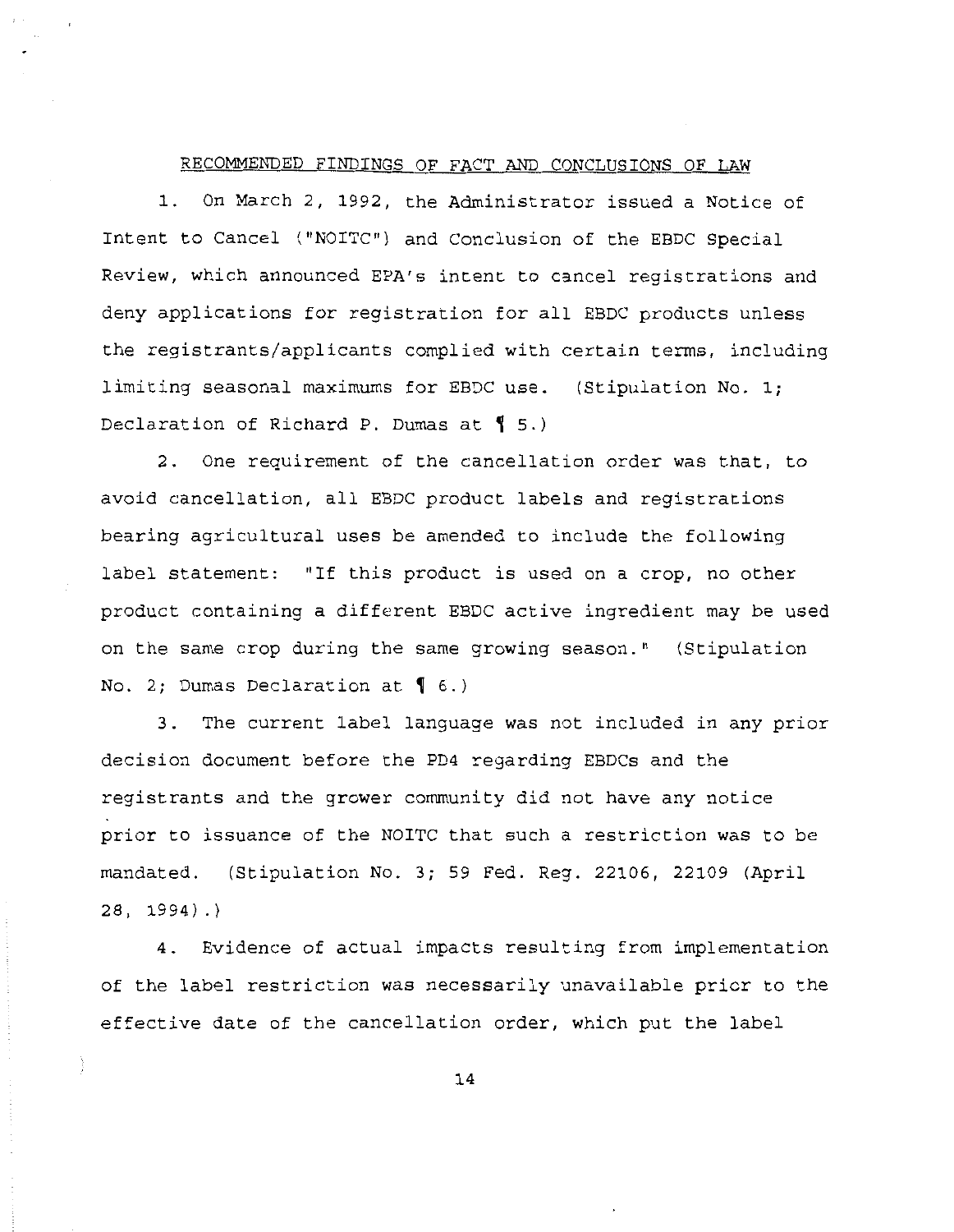RECOMMENDED FINDINGS OF FACT AND CONCLUSIONS OF LAW

1. On March 2, 1992, the Administrator issued a Notice of Intent to Cancel ("NOITC") and Conclusion of the EBDC Special Review, which announced EPA's intent to cancel registrations and deny applications for registration for all EBDC products unless the registrants/applicants complied with certain terms, including limiting seasonal maximums for EBDC use. (Stipulation No. 1; Declaration of Richard P. Dumas at ¶ 5.)

2. One requirement of the cancellation order was that, to avoid cancellation, all EBDC product labels and registrations bearing agricultural uses be amended to include the following label statement: "If this product is used on a crop, no other product containing a different EBDC active ingredient may be used on the same crop during the same growing season." (Stipulation No. 2; Dumas Declaration at ¶ 6.)

3. The current label language was not included in any prior decision document before the PD4 regarding EBDCs and the registrants and the grower community did not have any notice prior to issuance of the NOITC that such a restriction was to be mandated. (Stipulation No. 3; 59 Fed. Reg. 22106, 22109 (April 28, 1994).)

4. Evidence of actual impacts resulting from implementation of the label restriction was necessarily unavailable prior to the effective date of the cancellation order, which put the label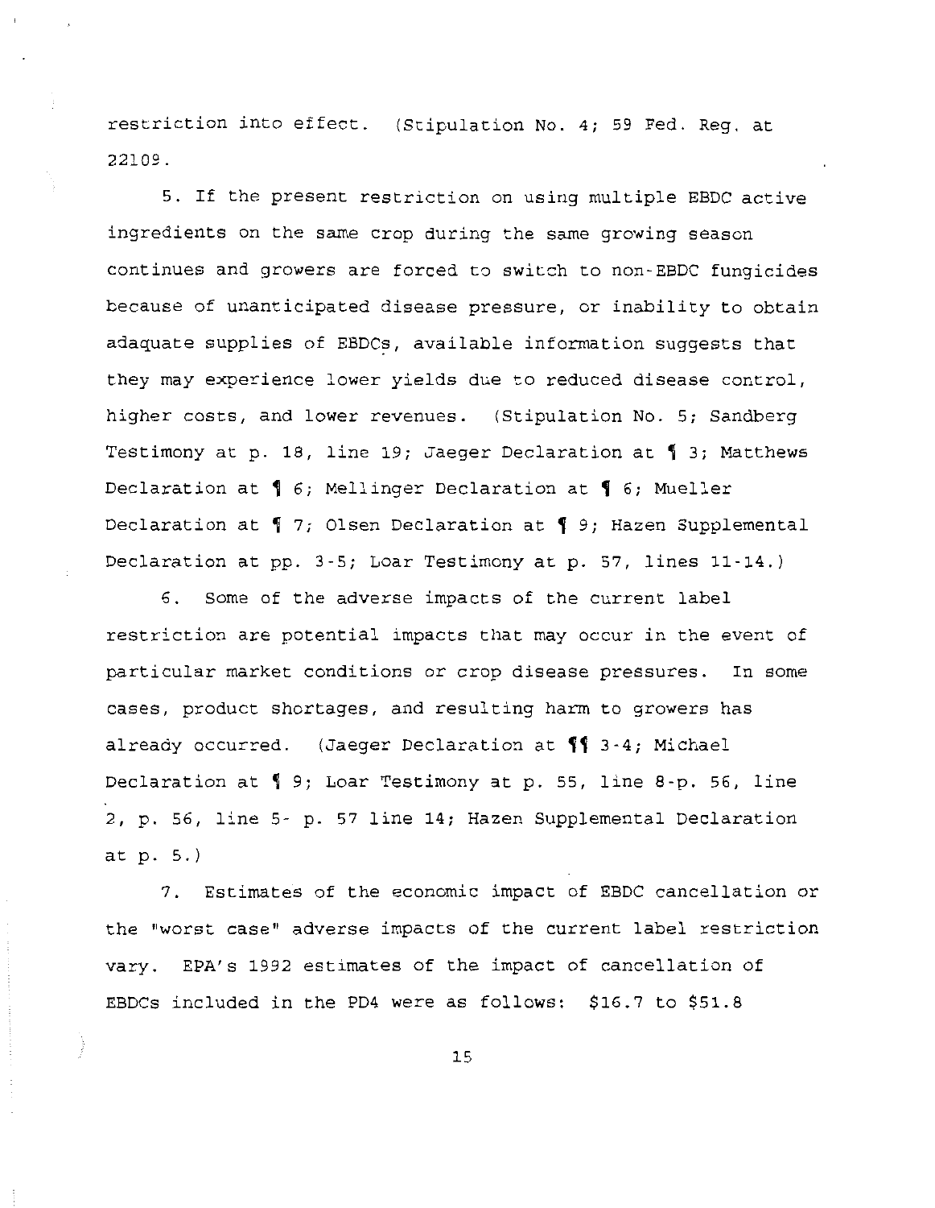restriction into effect. (Stipulation No. 4; 59 Fed. Reg. at 22109.

5. If the present restriction on using multiple EBDC active ingredients on the same crop during the same growing season continues and growers are forced to switch to non-EBDC fungicides because of unanticipated disease pressure, or inability to obtain adaquate supplies of EBDCs, available information suggests that they may experience lower yields due to reduced disease control, higher costs, and lower revenues. (Stipulation No. 5; Sandberg Testimony at p. 18, line 19; Jaeger Declaration at ¶ 3; Matthews Declaration at ¶ 6; Mellinger Declaration at ¶ 6; Mueller Declaration at ¶ 7; Olsen Declaration at ¶ 9; Hazen Supplemental Declaration at pp. 3-5; Loar Testimony at p. 57, lines 11-14.)

6. Some of the adverse impacts of the current label restriction are potential impacts that may occur in the event of particular market conditions or crop disease pressures. In some cases, product shortages, and resulting harm to growers has already occurred. (Jaeger Declaration at ¶¶ 3-4; Michael Declaration at ¶ 9; Loar Testimony at p. 55, line 8-p. 56, line 2, p. 56, line 5- p. 57 line 14; Hazen Supplemental Declaration at p. 5.)

7. Estimates of the economic impact of EBDC cancellation or the "worst case" adverse impacts of the current label restriction vary. EPA's 1992 estimates of the impact of cancellation of EBDCs included in the PD4 were as follows: $16.7 to $51.8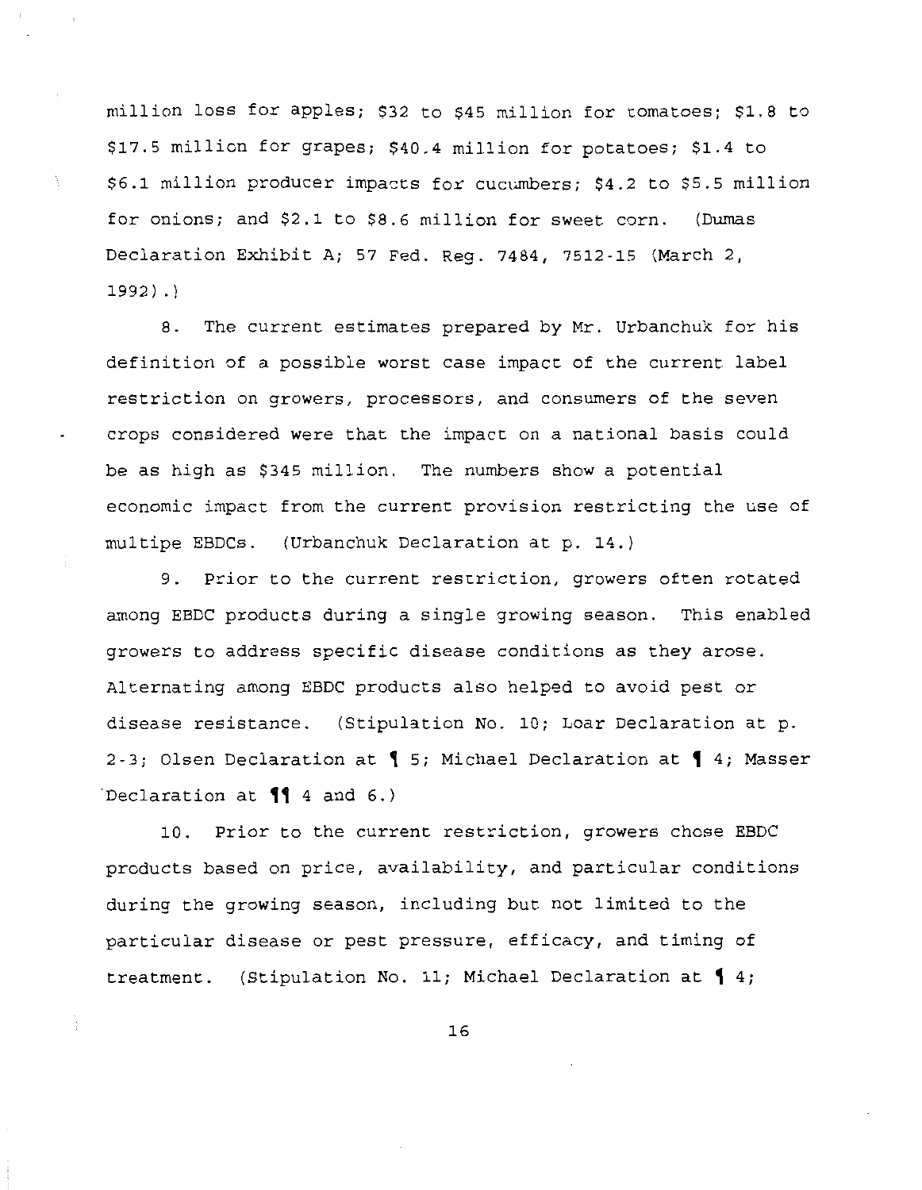million loss for apples; $32 to $45 million for tomatoes; $1.8 to $17.5 million for grapes; $40.4 million for potatoes; $1.4 to $6.1 million producer impacts for cucumbers; $4.2 to $5.5 million for onions; and $2.1 to $8.6 million for sweet corn. (Dumas Declaration Exhibit A; 57 Fed. Reg. 7484, 7512-15 (March 2, 1992).)

8. The current estimates prepared by Mr. Urbanchuk for his definition of a possible worst case impact of the current label restriction on growers, processors, and consumers of the seven crops considered were that the impact on a national basis could be as high as $345 million. The numbers show a potential economic impact from the current provision restricting the use of multipe EBDCs. (Urbanchuk Declaration at p. 14.)

9. Prior to the current restriction, growers often rotated among EBDC products during a single growing season. This enabled growers to address specific disease conditions as they arose. Alternating among EBDC products also helped to avoid pest or disease resistance. (Stipulation No. 10; Loar Declaration at p. 2-3; Olsen Declaration at ¶ 5; Michael Declaration at ¶ 4; Masser Declaration at ¶¶ 4 and 6.)

10. Prior to the current restriction, growers chose EBDC products based on price, availability, and particular conditions during the growing season, including but not limited to the particular disease or pest pressure, efficacy, and timing of treatment. (Stipulation No. 11; Michael Declaration at ¶ 4;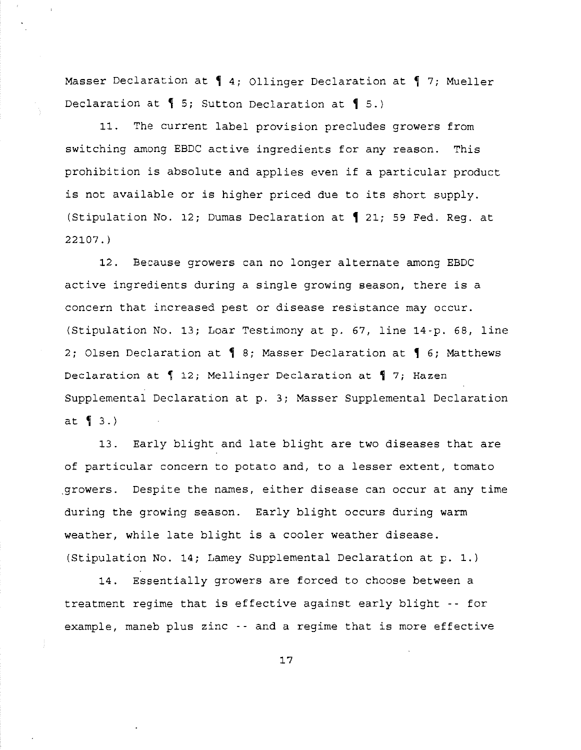Masser Declaration at ¶ 4; Ollinger Declaration at ¶ 7; Mueller Declaration at ¶ 5; Sutton Declaration at ¶ 5.)

11. The current label provision precludes growers from switching among EBDC active ingredients for any reason. This prohibition is absolute and applies even if a particular product is not available or is higher priced due to its short supply. (Stipulation No. 12; Dumas Declaration at ¶ 21; 59 Fed. Reg. at 22107.)

12. Because growers can no longer alternate among EBDC active ingredients during a single growing season, there is a concern that increased pest or disease resistance may occur. (Stipulation No. 13; Loar Testimony at p. 67, line 14-p. 68, line 2; Olsen Declaration at ¶ 8; Masser Declaration at ¶ 6; Matthews Declaration at ¶ 12; Mellinger Declaration at ¶ 7; Hazen Supplemental Declaration at p. 3; Masser Supplemental Declaration at ¶ 3.)

13. Early blight and late blight are two diseases that are of particular concern to potato and, to a lesser extent, tomato growers. Despite the names, either disease can occur at any time during the growing season. Early blight occurs during warm weather, while late blight is a cooler weather disease. (Stipulation No. 14; Lamey Supplemental Declaration at p. 1.)

14. Essentially growers are forced to choose between a treatment regime that is effective against early blight -- for example, maneb plus zinc -- and a regime that is more effective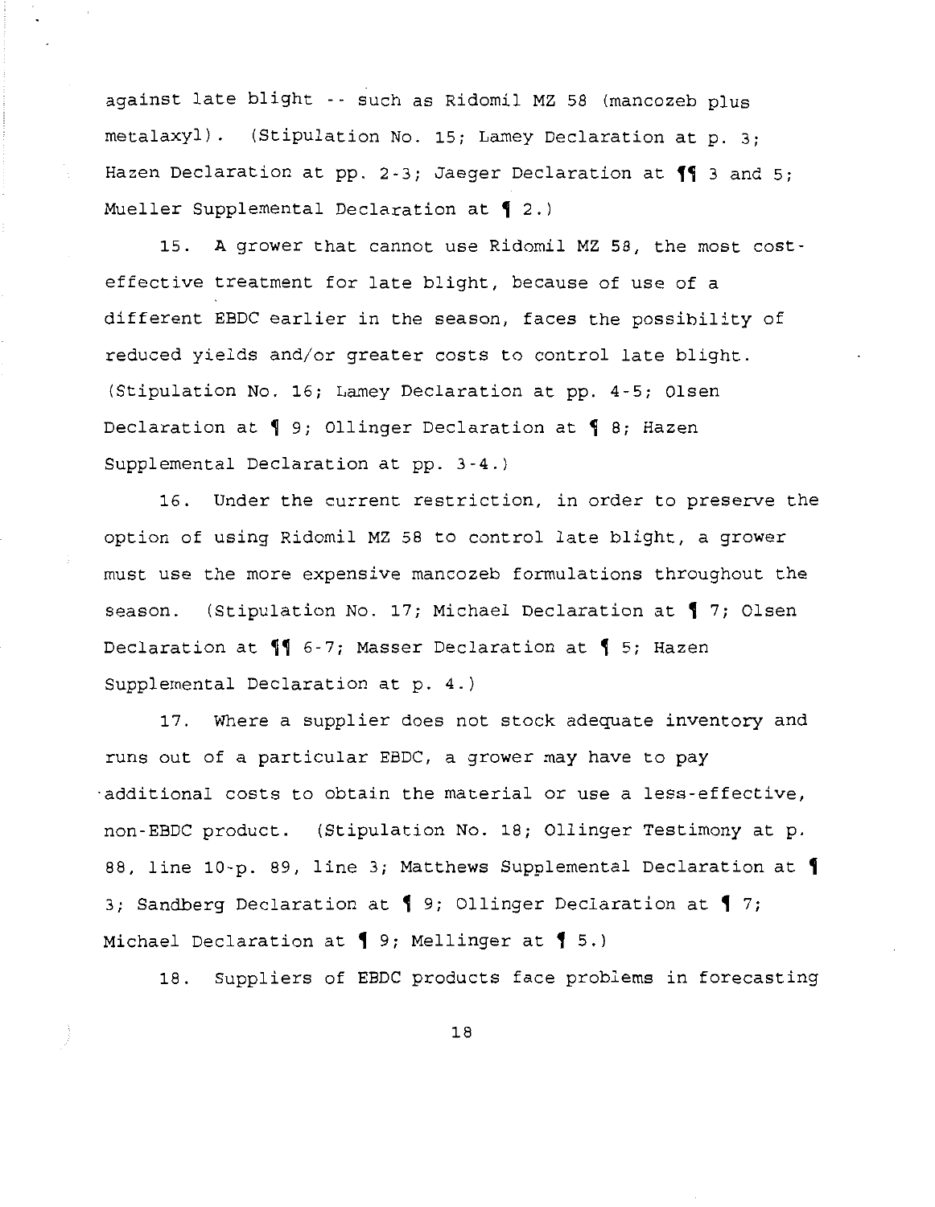against late blight -- such as Ridomil MZ 58 (mancozeb plus metalaxyl). (Stipulation No. 15; Lamey Declaration at p. 3; Hazen Declaration at pp. 2-3; Jaeger Declaration at ¶¶ 3 and 5; Mueller Supplemental Declaration at ¶ 2.)

15. A grower that cannot use Ridomil MZ 58, the most cost-effective treatment for late blight, because of use of a different EBDC earlier in the season, faces the possibility of reduced yields and/or greater costs to control late blight. (Stipulation No. 16; Lamey Declaration at pp. 4-5; Olsen Declaration at ¶ 9; Ollinger Declaration at ¶ 8; Hazen Supplemental Declaration at pp. 3-4.)

16. Under the current restriction, in order to preserve the option of using Ridomil MZ 58 to control late blight, a grower must use the more expensive mancozeb formulations throughout the season. (Stipulation No. 17; Michael Declaration at ¶ 7; Olsen Declaration at ¶¶ 6-7; Masser Declaration at ¶ 5; Hazen Supplemental Declaration at p. 4.)

17. Where a supplier does not stock adequate inventory and runs out of a particular EBDC, a grower may have to pay additional costs to obtain the material or use a less-effective, non-EBDC product. (Stipulation No. 18; Ollinger Testimony at p. 88, line 10-p. 89, line 3; Matthews Supplemental Declaration at ¶ 3; Sandberg Declaration at ¶ 9; Ollinger Declaration at ¶ 7; Michael Declaration at ¶ 9; Mellinger at ¶ 5.)

18. Suppliers of EBDC products face problems in forecasting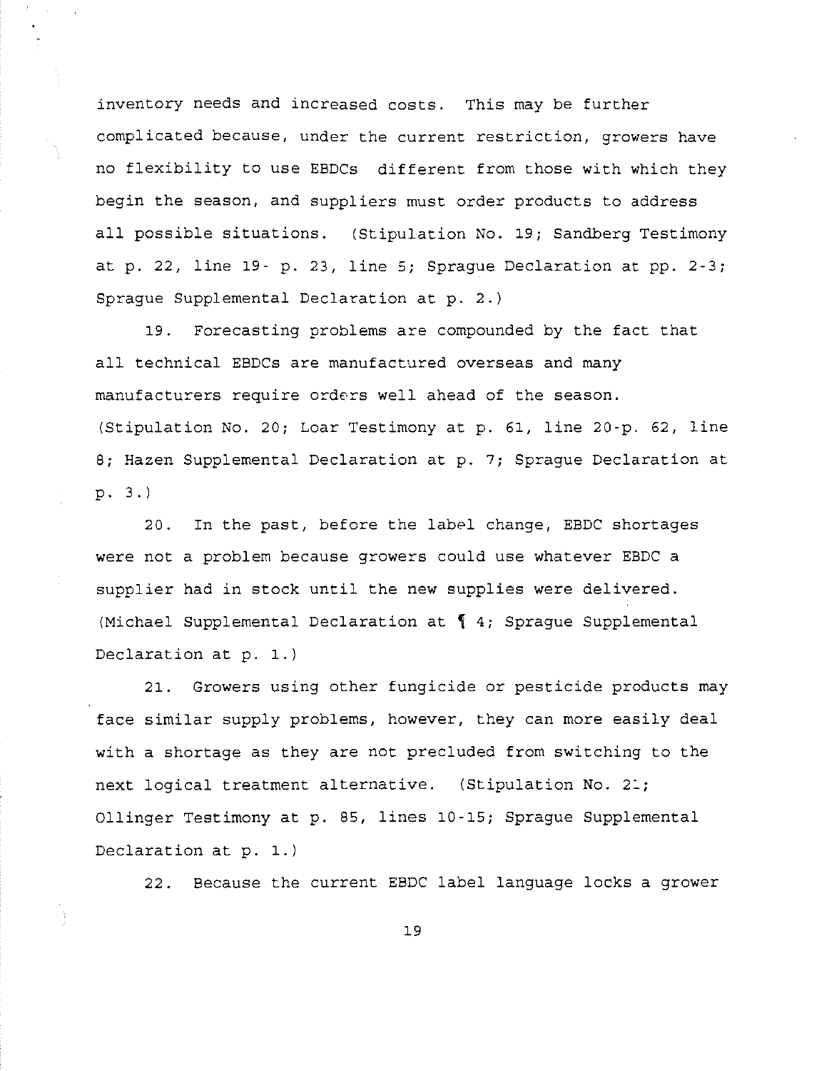inventory needs and increased costs. This may be further complicated because, under the current restriction, growers have no flexibility to use EBDCs different from those with which they begin the season, and suppliers must order products to address all possible situations. (Stipulation No. 19; Sandberg Testimony at p. 22, line 19- p. 23, line 5; Sprague Declaration at pp. 2-3; Sprague Supplemental Declaration at p. 2.)

19. Forecasting problems are compounded by the fact that all technical EBDCs are manufactured overseas and many manufacturers require orders well ahead of the season. (Stipulation No. 20; Loar Testimony at p. 61, line 20-p. 62, line 8; Hazen Supplemental Declaration at p. 7; Sprague Declaration at p. 3.)

20. In the past, before the label change, EBDC shortages were not a problem because growers could use whatever EBDC a supplier had in stock until the new supplies were delivered. (Michael Supplemental Declaration at ¶ 4; Sprague Supplemental Declaration at p. 1.)

21. Growers using other fungicide or pesticide products may face similar supply problems, however, they can more easily deal with a shortage as they are not precluded from switching to the next logical treatment alternative. (Stipulation No. 21; Ollinger Testimony at p. 85, lines 10-15; Sprague Supplemental Declaration at p. 1.)

22. Because the current EBDC label language locks a grower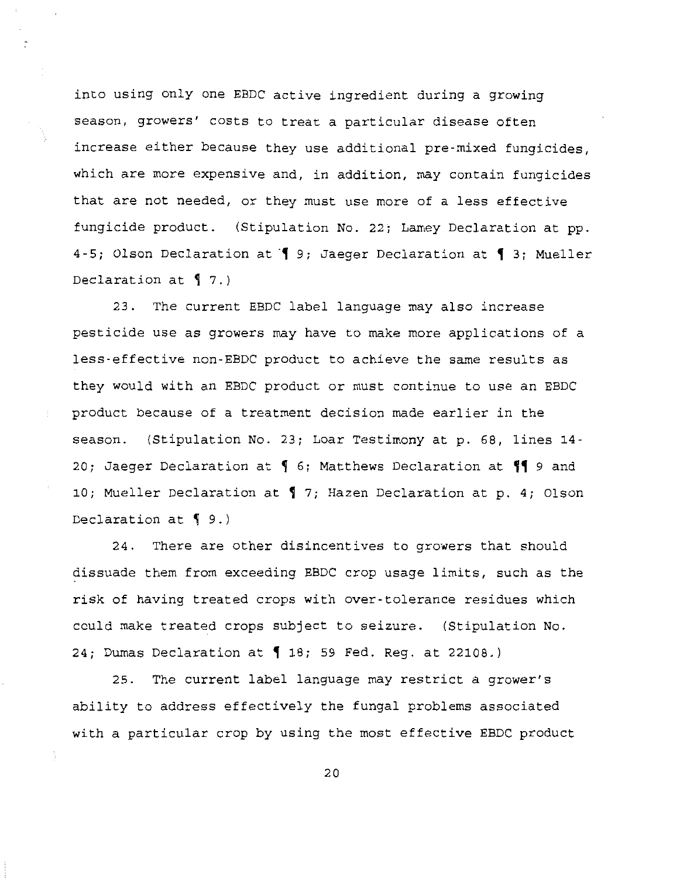into using only one EBDC active ingredient during a growing season, growers' costs to treat a particular disease often increase either because they use additional pre-mixed fungicides, which are more expensive and, in addition, may contain fungicides that are not needed, or they must use more of a less effective fungicide product. (Stipulation No. 22; Lamey Declaration at pp. 4-5; Olson Declaration at ¶ 9; Jaeger Declaration at ¶ 3; Mueller Declaration at ¶ 7.)

23. The current EBDC label language may also increase pesticide use as growers may have to make more applications of a less-effective non-EBDC product to achieve the same results as they would with an EBDC product or must continue to use an EBDC product because of a treatment decision made earlier in the season. (Stipulation No. 23; Loar Testimony at p. 68, lines 14-20; Jaeger Declaration at ¶ 6; Matthews Declaration at ¶¶ 9 and 10; Mueller Declaration at ¶ 7; Hazen Declaration at p. 4; Olson Declaration at ¶ 9.)

24. There are other disincentives to growers that should dissuade them from exceeding EBDC crop usage limits, such as the risk of having treated crops with over-tolerance residues which could make treated crops subject to seizure. (Stipulation No. 24; Dumas Declaration at ¶ 18; 59 Fed. Reg. at 22108.)

25. The current label language may restrict a grower's ability to address effectively the fungal problems associated with a particular crop by using the most effective EBDC product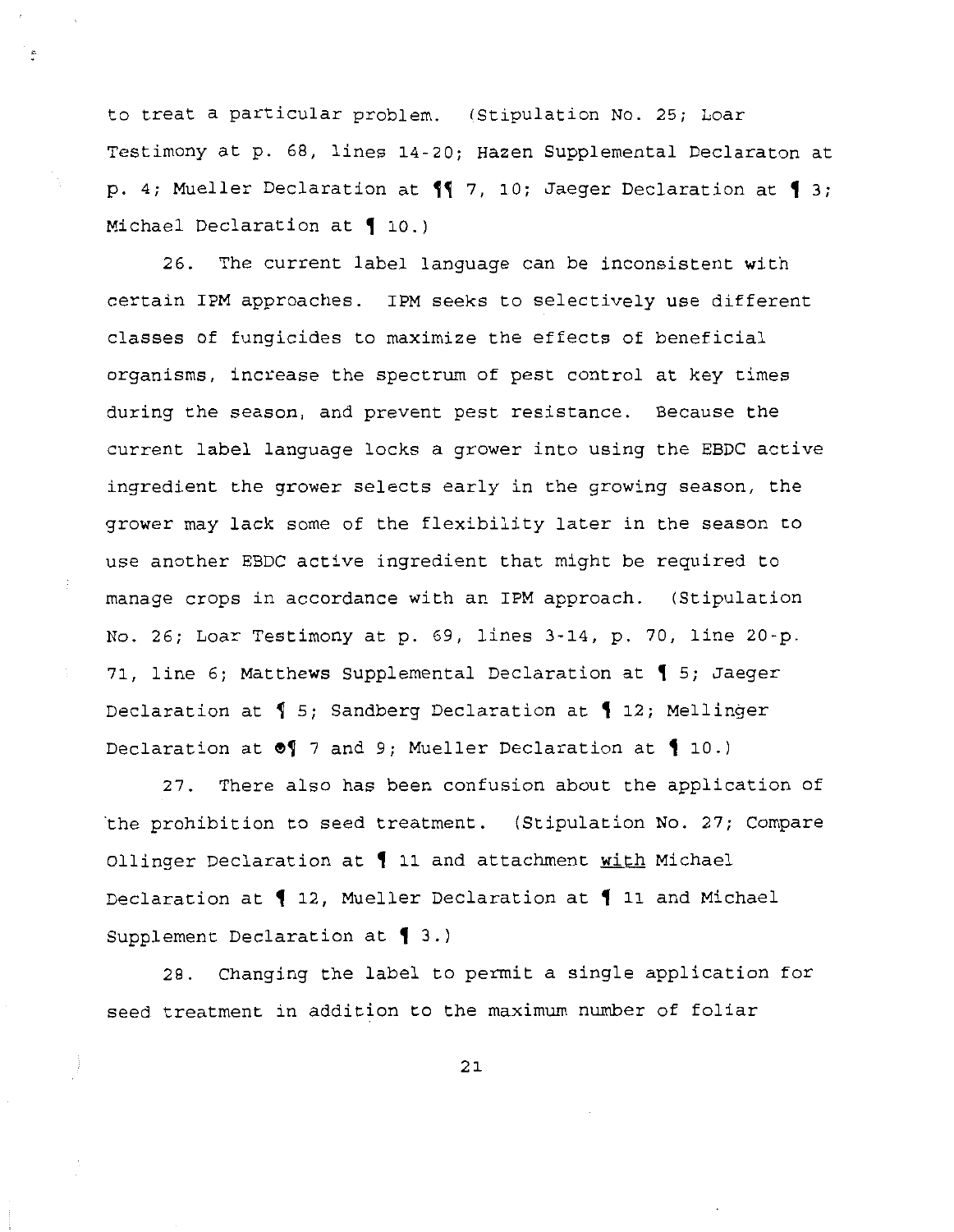to treat a particular problem. (Stipulation No. 25; Loar Testimony at p. 68, lines 14-20; Hazen Supplemental Declaraton at p. 4; Mueller Declaration at ¶¶ 7, 10; Jaeger Declaration at ¶ 3; Michael Declaration at ¶ 10.)

26. The current label language can be inconsistent with certain IPM approaches. IPM seeks to selectively use different classes of fungicides to maximize the effects of beneficial organisms, increase the spectrum of pest control at key times during the season, and prevent pest resistance. Because the current label language locks a grower into using the EBDC active ingredient the grower selects early in the growing season, the grower may lack some of the flexibility later in the season to use another EBDC active ingredient that might be required to manage crops in accordance with an IPM approach. (Stipulation No. 26; Loar Testimony at p. 69, lines 3-14, p. 70, line 20-p. 71, line 6; Matthews Supplemental Declaration at ¶ 5; Jaeger Declaration at ¶ 5; Sandberg Declaration at ¶ 12; Mellinger Declaration at ¶¶ 7 and 9; Mueller Declaration at ¶ 10.)

27. There also has been confusion about the application of the prohibition to seed treatment. (Stipulation No. 27; Compare Ollinger Declaration at ¶ 11 and attachment with Michael Declaration at ¶ 12, Mueller Declaration at ¶ 11 and Michael Supplement Declaration at ¶ 3.)

28. Changing the label to permit a single application for seed treatment in addition to the maximum number of foliar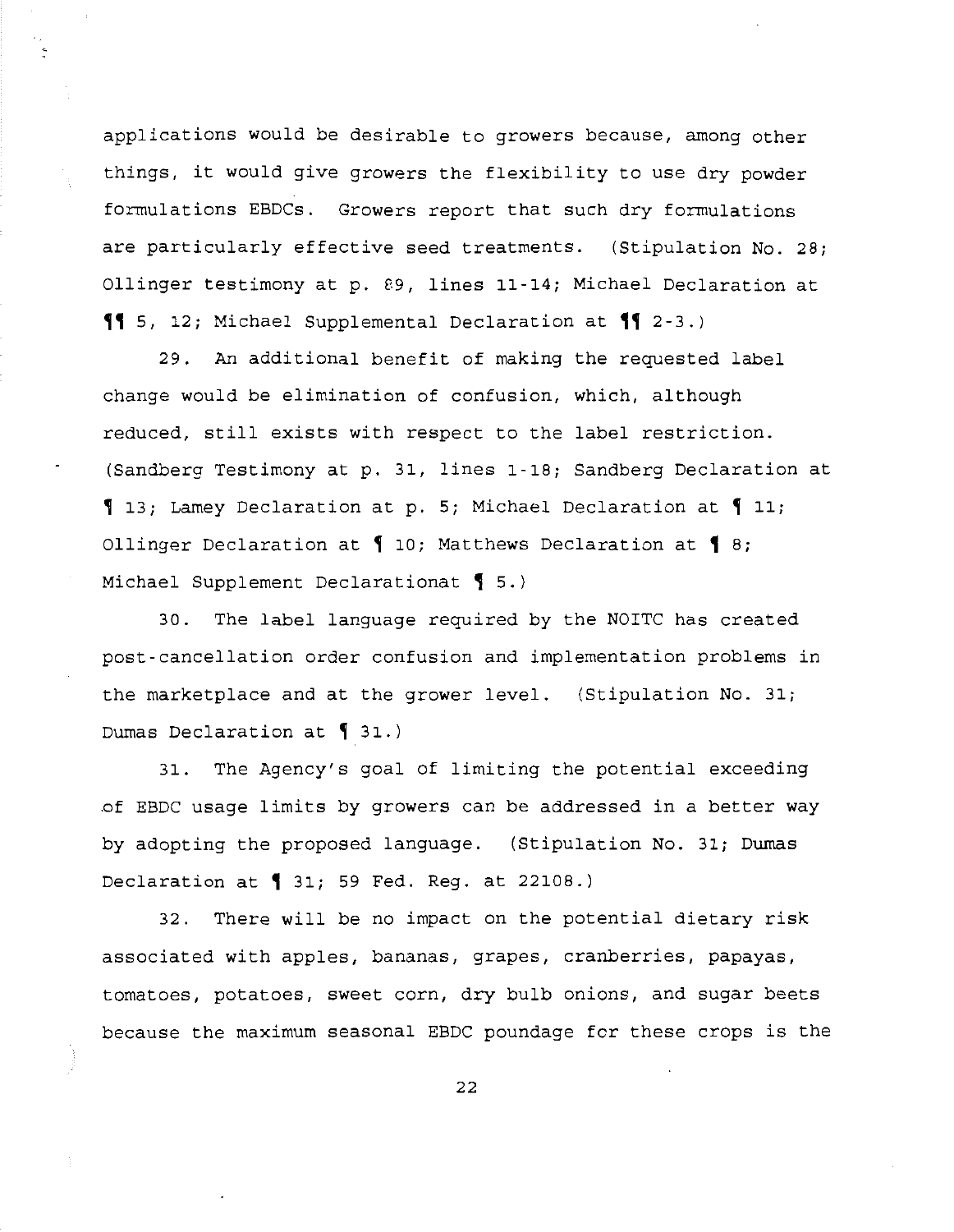applications would be desirable to growers because, among other things, it would give growers the flexibility to use dry powder formulations EBDCs. Growers report that such dry formulations are particularly effective seed treatments. (Stipulation No. 28; Ollinger testimony at p. 89, lines 11-14; Michael Declaration at ¶¶ 5, 12; Michael Supplemental Declaration at ¶¶ 2-3.)

29. An additional benefit of making the requested label change would be elimination of confusion, which, although reduced, still exists with respect to the label restriction. (Sandberg Testimony at p. 31, lines 1-18; Sandberg Declaration at ¶ 13; Lamey Declaration at p. 5; Michael Declaration at ¶ 11; Ollinger Declaration at ¶ 10; Matthews Declaration at ¶ 8; Michael Supplement Declarationat ¶ 5.)

30. The label language required by the NOITC has created post-cancellation order confusion and implementation problems in the marketplace and at the grower level. (Stipulation No. 31; Dumas Declaration at ¶ 31.)

31. The Agency's goal of limiting the potential exceeding of EBDC usage limits by growers can be addressed in a better way by adopting the proposed language. (Stipulation No. 31; Dumas Declaration at ¶ 31; 59 Fed. Reg. at 22108.)

32. There will be no impact on the potential dietary risk associated with apples, bananas, grapes, cranberries, papayas, tomatoes, potatoes, sweet corn, dry bulb onions, and sugar beets because the maximum seasonal EBDC poundage for these crops is the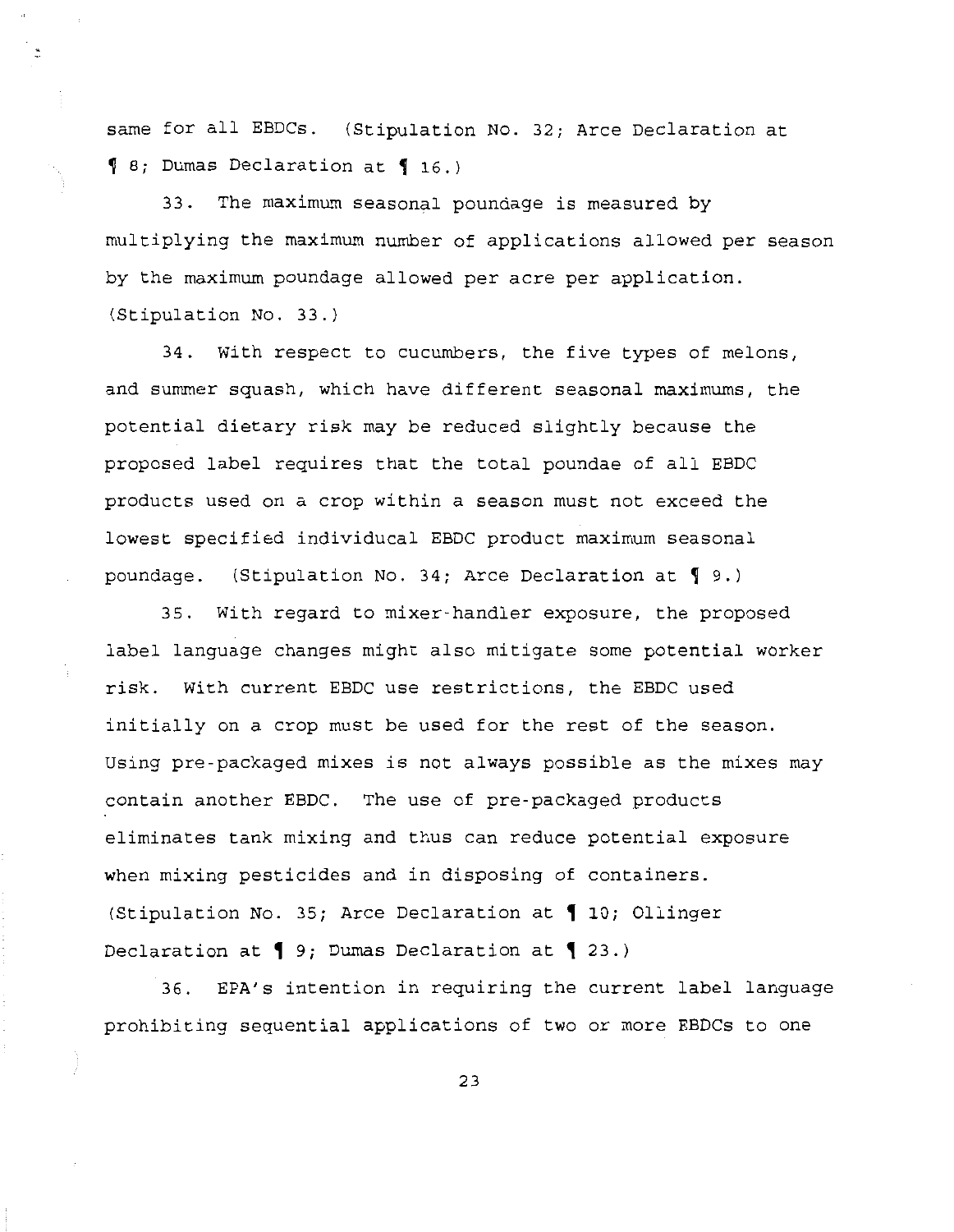same for all EBDCs. (Stipulation No. 32; Arce Declaration at ¶ 8; Dumas Declaration at ¶ 16.)

33. The maximum seasonal poundage is measured by multiplying the maximum number of applications allowed per season by the maximum poundage allowed per acre per application. (Stipulation No. 33.)

34. With respect to cucumbers, the five types of melons, and summer squash, which have different seasonal maximums, the potential dietary risk may be reduced slightly because the proposed label requires that the total poundae of all EBDC products used on a crop within a season must not exceed the lowest specified individucal EBDC product maximum seasonal poundage. (Stipulation No. 34; Arce Declaration at ¶ 9.)

35. With regard to mixer-handler exposure, the proposed label language changes might also mitigate some potential worker risk. With current EBDC use restrictions, the EBDC used initially on a crop must be used for the rest of the season. Using pre-packaged mixes is not always possible as the mixes may contain another EBDC. The use of pre-packaged products eliminates tank mixing and thus can reduce potential exposure when mixing pesticides and in disposing of containers. (Stipulation No. 35; Arce Declaration at ¶ 10; Ollinger Declaration at ¶ 9; Dumas Declaration at ¶ 23.)

36. EPA's intention in requiring the current label language prohibiting sequential applications of two or more EBDCs to one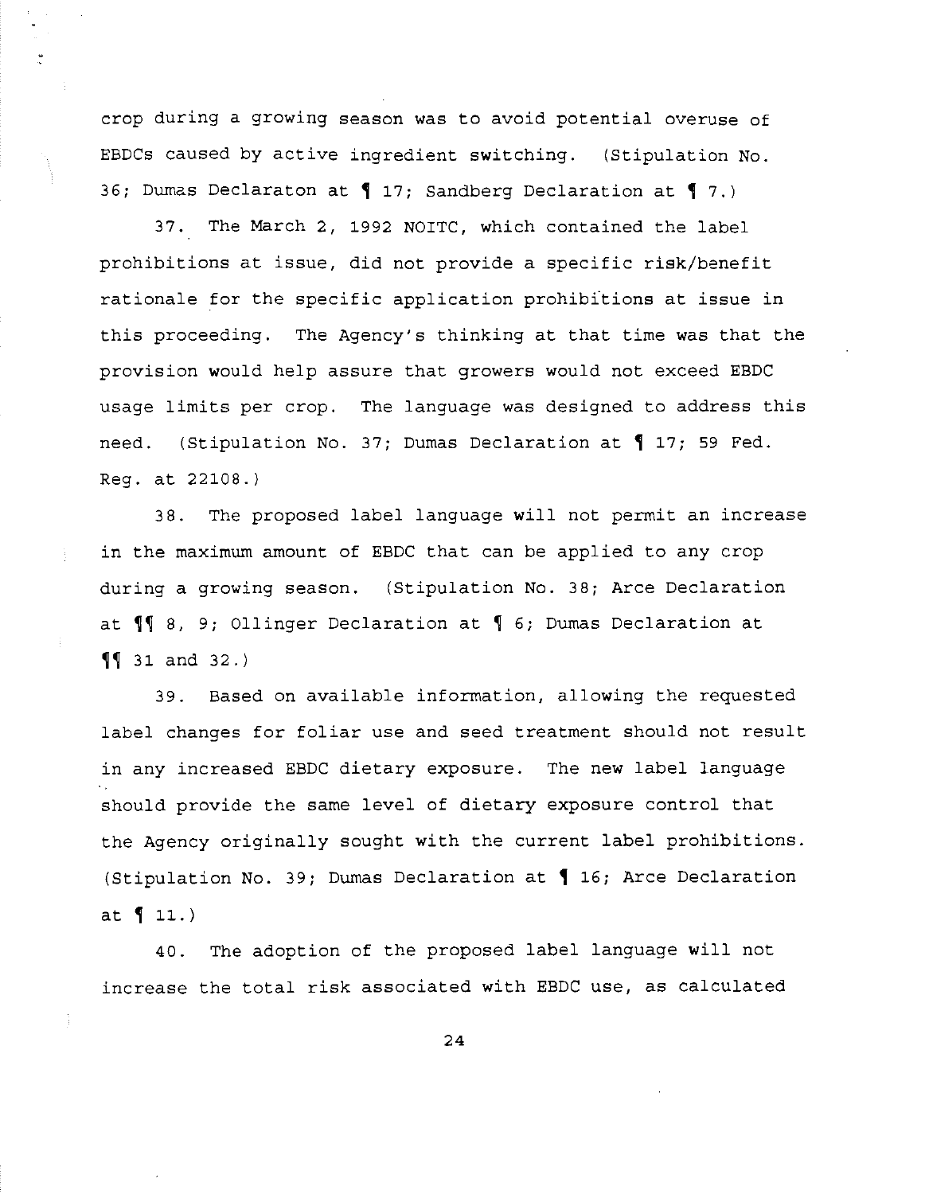crop during a growing season was to avoid potential overuse of EBDCs caused by active ingredient switching. (Stipulation No. 36; Dumas Declaraton at ¶ 17; Sandberg Declaration at ¶ 7.)

37. The March 2, 1992 NOITC, which contained the label prohibitions at issue, did not provide a specific risk/benefit rationale for the specific application prohibitions at issue in this proceeding. The Agency's thinking at that time was that the provision would help assure that growers would not exceed EBDC usage limits per crop. The language was designed to address this need. (Stipulation No. 37; Dumas Declaration at ¶ 17; 59 Fed. Reg. at 22108.)

38. The proposed label language will not permit an increase in the maximum amount of EBDC that can be applied to any crop during a growing season. (Stipulation No. 38; Arce Declaration at ¶¶ 8, 9; Ollinger Declaration at ¶ 6; Dumas Declaration at ¶¶ 31 and 32.)

39. Based on available information, allowing the requested label changes for foliar use and seed treatment should not result in any increased EBDC dietary exposure. The new label language should provide the same level of dietary exposure control that the Agency originally sought with the current label prohibitions. (Stipulation No. 39; Dumas Declaration at ¶ 16; Arce Declaration at ¶ 11.)

40. The adoption of the proposed label language will not increase the total risk associated with EBDC use, as calculated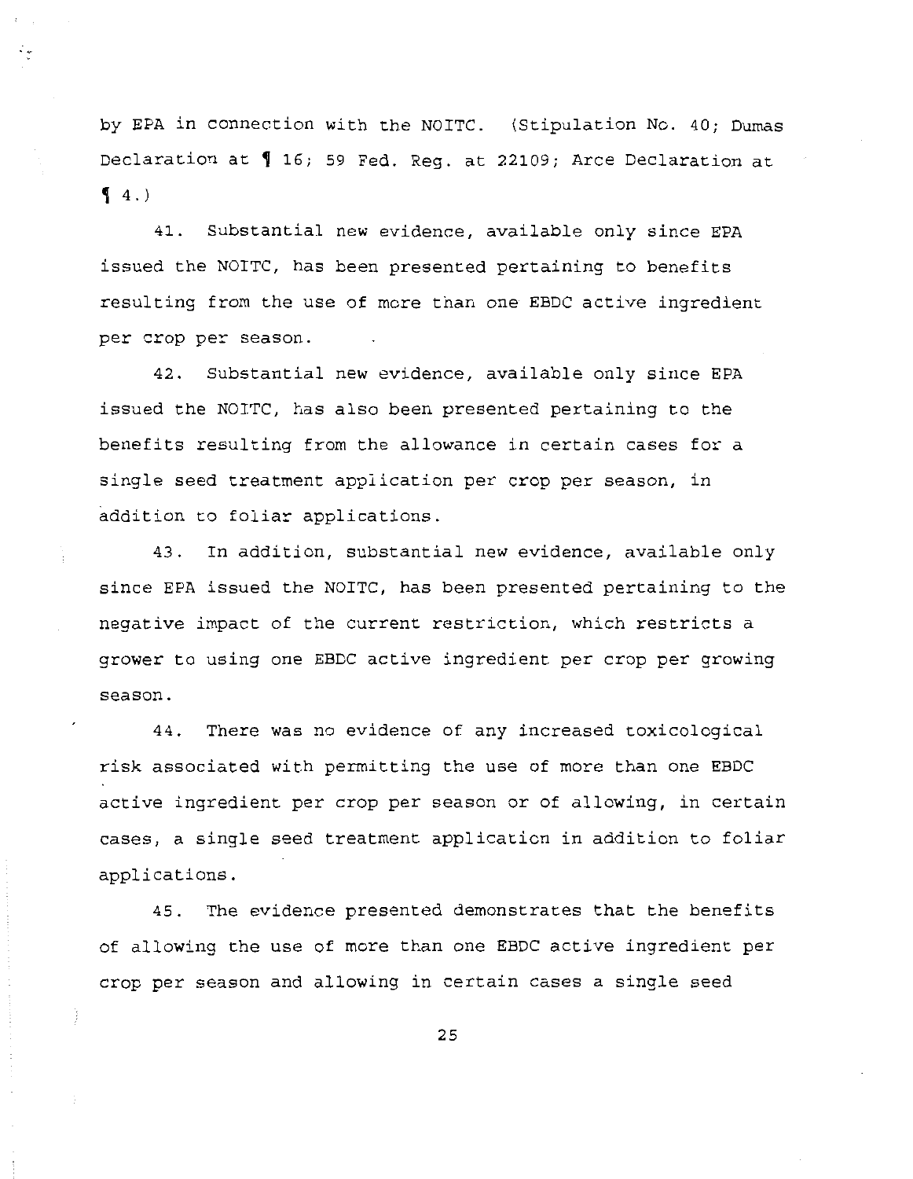by EPA in connection with the NOITC. (Stipulation No. 40; Dumas Declaration at ¶ 16; 59 Fed. Reg. at 22109; Arce Declaration at ¶ 4.)

41. Substantial new evidence, available only since EPA issued the NOITC, has been presented pertaining to benefits resulting from the use of more than one EBDC active ingredient per crop per season.

42. Substantial new evidence, available only since EPA issued the NOITC, has also been presented pertaining to the benefits resulting from the allowance in certain cases for a single seed treatment application per crop per season, in addition to foliar applications.

43. In addition, substantial new evidence, available only since EPA issued the NOITC, has been presented pertaining to the negative impact of the current restriction, which restricts a grower to using one EBDC active ingredient per crop per growing season.

44. There was no evidence of any increased toxicological risk associated with permitting the use of more than one EBDC active ingredient per crop per season or of allowing, in certain cases, a single seed treatment application in addition to foliar applications.

45. The evidence presented demonstrates that the benefits of allowing the use of more than one EBDC active ingredient per crop per season and allowing in certain cases a single seed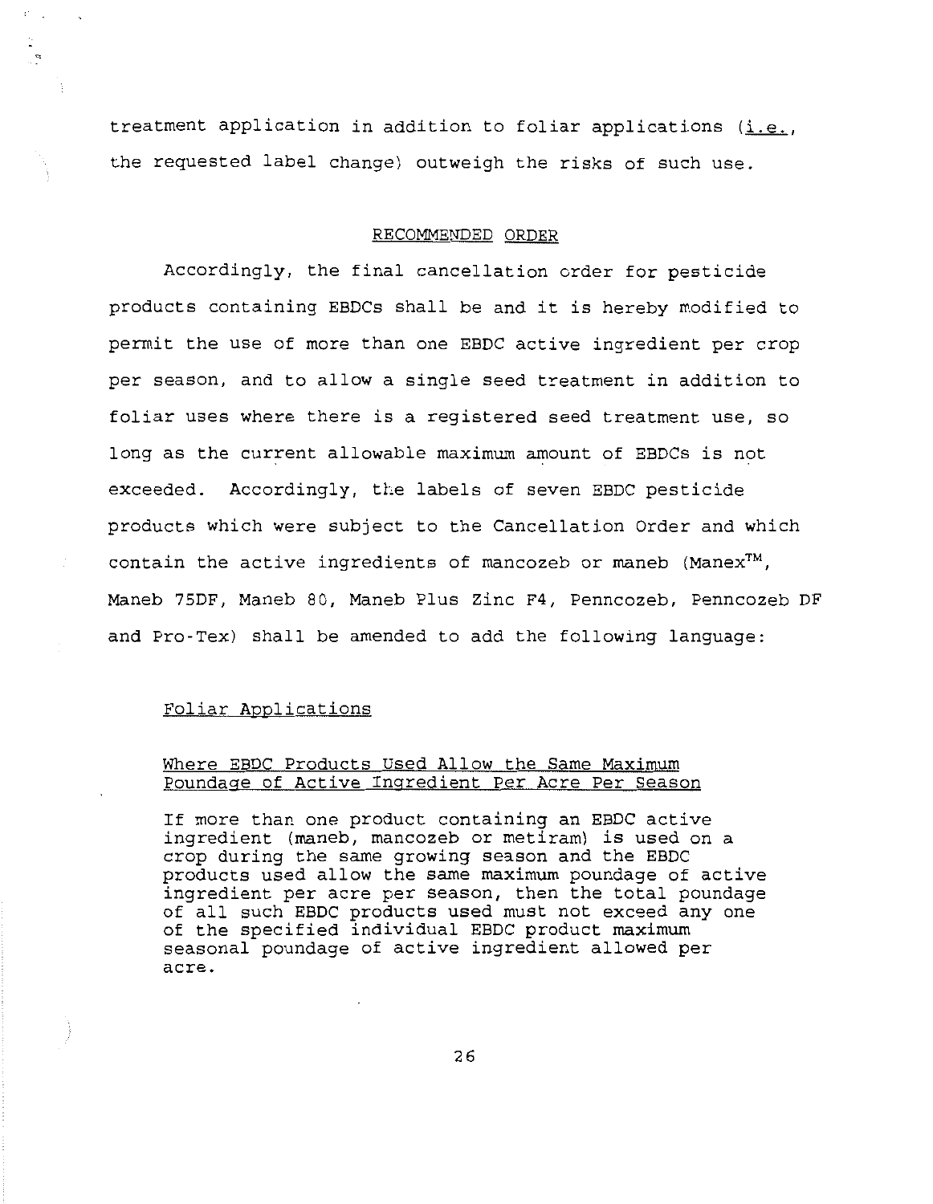treatment application in addition to foliar applications (i.e., the requested label change) outweigh the risks of such use.

## RECOMMENDED ORDER

Accordingly, the final cancellation order for pesticide products containing EBDCs shall be and it is hereby modified to permit the use of more than one EBDC active ingredient per crop per season, and to allow a single seed treatment in addition to foliar uses where there is a registered seed treatment use, so long as the current allowable maximum amount of EBDCs is not exceeded. Accordingly, the labels of seven EBDC pesticide products which were subject to the Cancellation Order and which contain the active ingredients of mancozeb or maneb (Manex™, Maneb 75DF, Maneb 80, Maneb Plus Zinc F4, Penncozeb, Penncozeb DF and Pro-Tex) shall be amended to add the following language:

### Foliar Applications

#### Where EBDC Products Used Allow the Same Maximum Poundage of Active Ingredient Per Acre Per Season

If more than one product containing an EBDC active ingredient (maneb, mancozeb or metiram) is used on a crop during the same growing season and the EBDC products used allow the same maximum poundage of active ingredient per acre per season, then the total poundage of all such EBDC products used must not exceed any one of the specified individual EBDC product maximum seasonal poundage of active ingredient allowed per acre.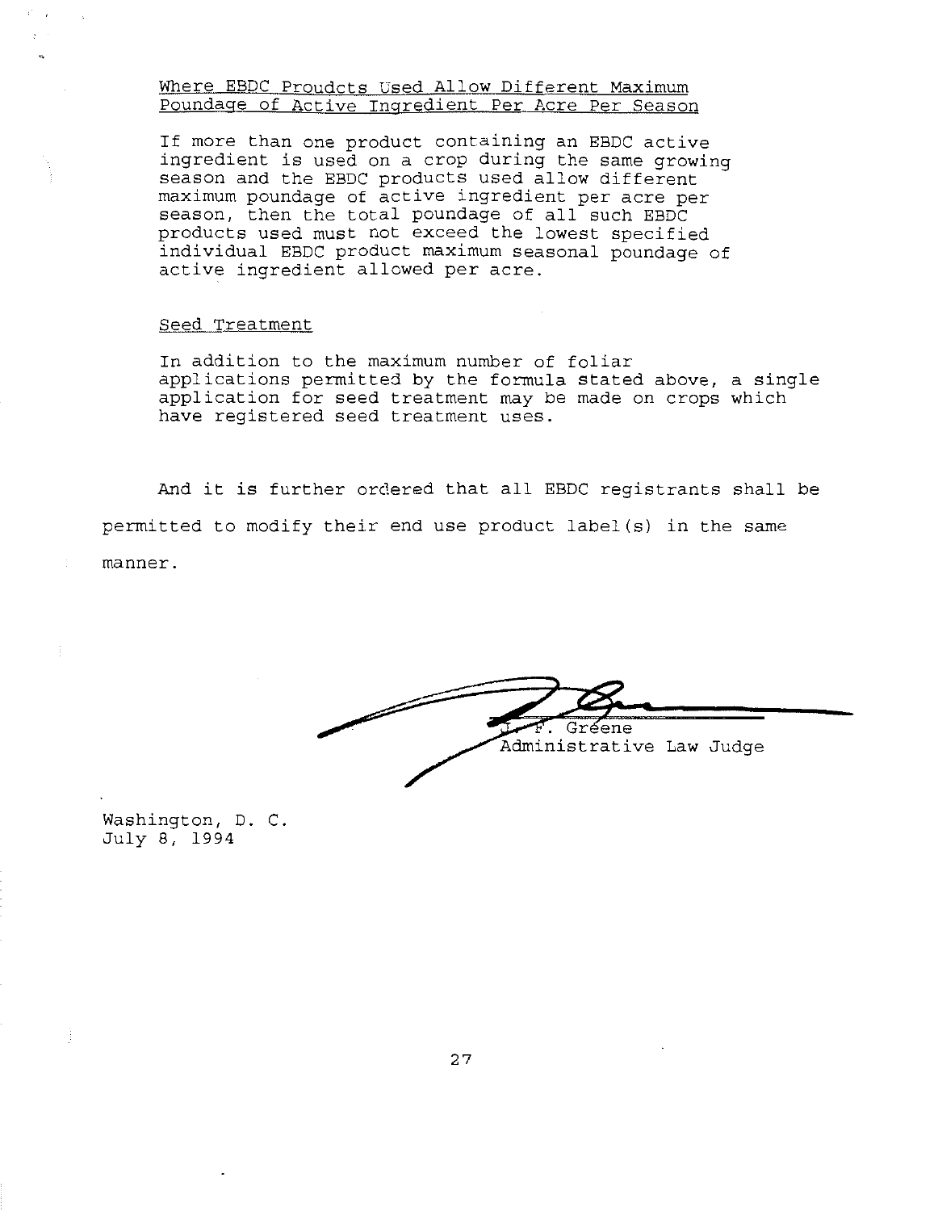Where EBDC Proudcts Used Allow Different Maximum Poundage of Active Ingredient Per Acre Per Season

If more than one product containing an EBDC active ingredient is used on a crop during the same growing season and the EBDC products used allow different maximum poundage of active ingredient per acre per season, then the total poundage of all such EBDC products used must not exceed the lowest specified individual EBDC product maximum seasonal poundage of active ingredient allowed per acre.

Seed Treatment

In addition to the maximum number of foliar applications permitted by the formula stated above, a single application for seed treatment may be made on crops which have registered seed treatment uses.

And it is further ordered that all EBDC registrants shall be permitted to modify their end use product label(s) in the same manner.

J. F. Greene
Administrative Law Judge

Washington, D. C.
July 8, 1994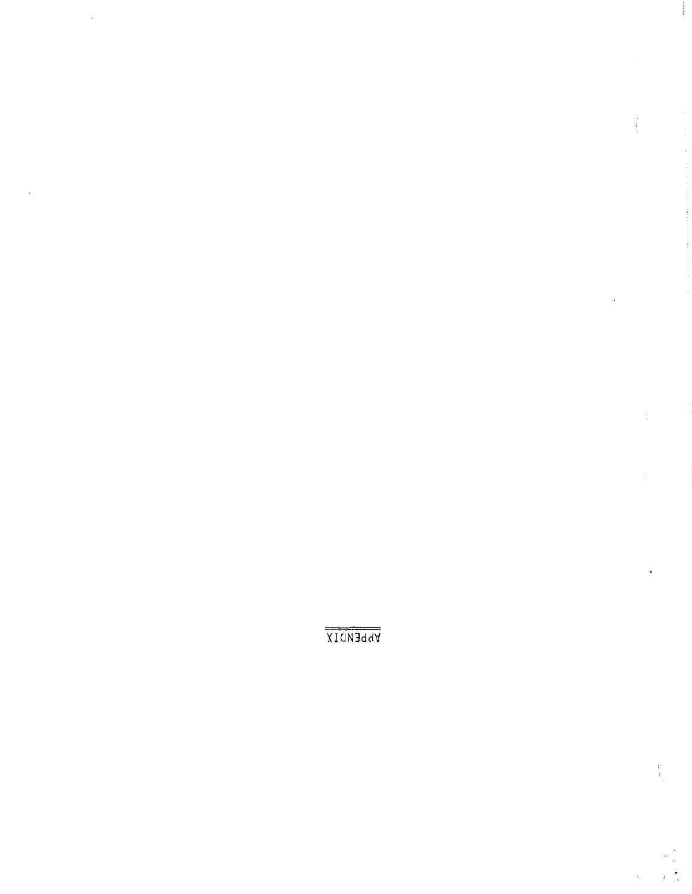# APPENDIX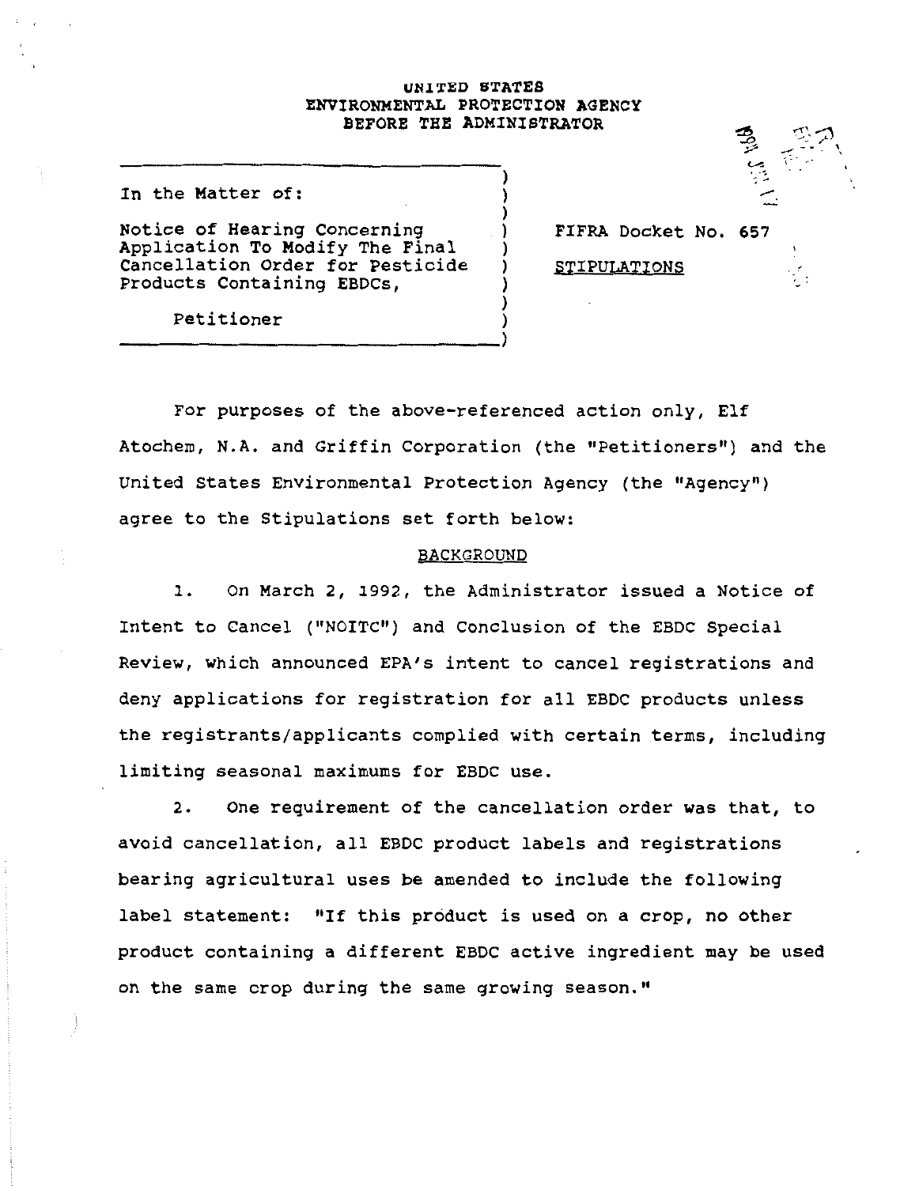UNITED STATES
ENVIRONMENTAL PROTECTION AGENCY
BEFORE THE ADMINISTRATOR

| | |
|---|---|
| In the Matter of: | |
| Notice of Hearing Concerning Application To Modify The Final Cancellation Order for Pesticide Products Containing EBDCs, | FIFRA Docket No. 657 |
| | STIPULATIONS |
| Petitioner | |

For purposes of the above-referenced action only, Elf Atochem, N.A. and Griffin Corporation (the "Petitioners") and the United States Environmental Protection Agency (the "Agency") agree to the Stipulations set forth below:

## BACKGROUND

1. On March 2, 1992, the Administrator issued a Notice of Intent to Cancel ("NOITC") and Conclusion of the EBDC Special Review, which announced EPA's intent to cancel registrations and deny applications for registration for all EBDC products unless the registrants/applicants complied with certain terms, including limiting seasonal maximums for EBDC use.

2. One requirement of the cancellation order was that, to avoid cancellation, all EBDC product labels and registrations bearing agricultural uses be amended to include the following label statement: "If this product is used on a crop, no other product containing a different EBDC active ingredient may be used on the same crop during the same growing season."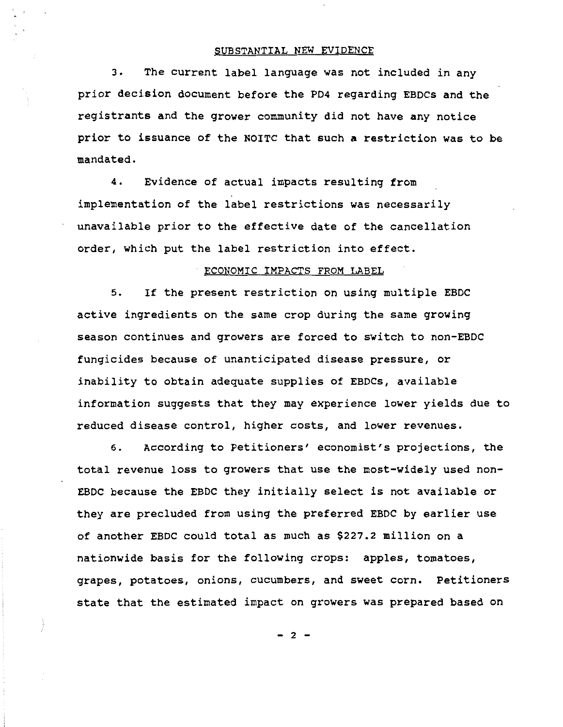## SUBSTANTIAL NEW EVIDENCE

3. The current label language was not included in any prior decision document before the PD4 regarding EBDCs and the registrants and the grower community did not have any notice prior to issuance of the NOITC that such a restriction was to be mandated.

4. Evidence of actual impacts resulting from implementation of the label restrictions was necessarily unavailable prior to the effective date of the cancellation order, which put the label restriction into effect.

## ECONOMIC IMPACTS FROM LABEL

5. If the present restriction on using multiple EBDC active ingredients on the same crop during the same growing season continues and growers are forced to switch to non-EBDC fungicides because of unanticipated disease pressure, or inability to obtain adequate supplies of EBDCs, available information suggests that they may experience lower yields due to reduced disease control, higher costs, and lower revenues.

6. According to Petitioners' economist's projections, the total revenue loss to growers that use the most-widely used non-EBDC because the EBDC they initially select is not available or they are precluded from using the preferred EBDC by earlier use of another EBDC could total as much as $227.2 million on a nationwide basis for the following crops: apples, tomatoes, grapes, potatoes, onions, cucumbers, and sweet corn. Petitioners state that the estimated impact on growers was prepared based on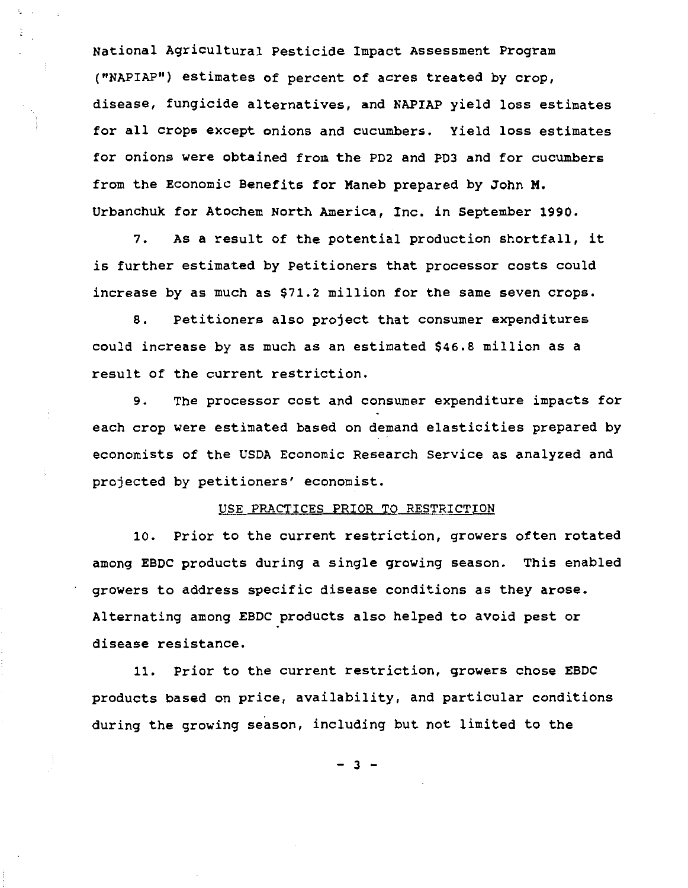National Agricultural Pesticide Impact Assessment Program ("NAPIAP") estimates of percent of acres treated by crop, disease, fungicide alternatives, and NAPIAP yield loss estimates for all crops except onions and cucumbers. Yield loss estimates for onions were obtained from the PD2 and PD3 and for cucumbers from the Economic Benefits for Maneb prepared by John M. Urbanchuk for Atochem North America, Inc. in September 1990.

7. As a result of the potential production shortfall, it is further estimated by Petitioners that processor costs could increase by as much as $71.2 million for the same seven crops.

8. Petitioners also project that consumer expenditures could increase by as much as an estimated $46.8 million as a result of the current restriction.

9. The processor cost and consumer expenditure impacts for each crop were estimated based on demand elasticities prepared by economists of the USDA Economic Research Service as analyzed and projected by petitioners' economist.

USE PRACTICES PRIOR TO RESTRICTION

10. Prior to the current restriction, growers often rotated among EBDC products during a single growing season. This enabled growers to address specific disease conditions as they arose. Alternating among EBDC products also helped to avoid pest or disease resistance.

11. Prior to the current restriction, growers chose EBDC products based on price, availability, and particular conditions during the growing season, including but not limited to the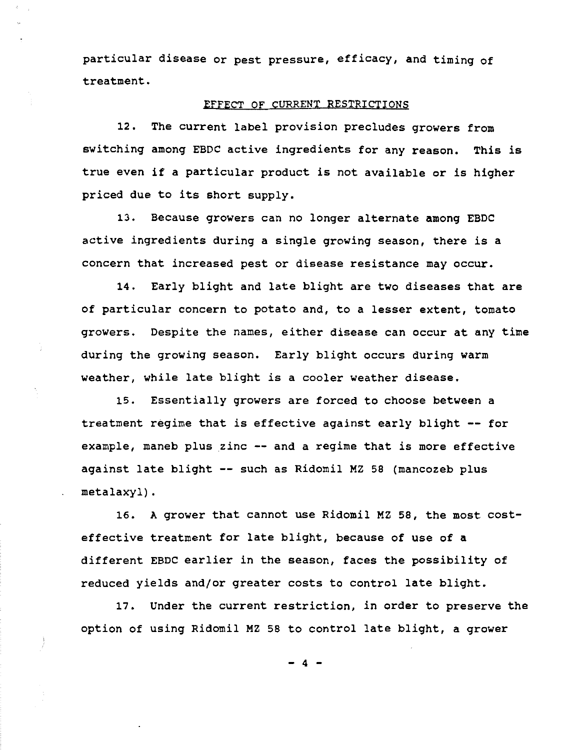particular disease or pest pressure, efficacy, and timing of treatment.

## EFFECT OF CURRENT RESTRICTIONS

12. The current label provision precludes growers from switching among EBDC active ingredients for any reason. This is true even if a particular product is not available or is higher priced due to its short supply.

13. Because growers can no longer alternate among EBDC active ingredients during a single growing season, there is a concern that increased pest or disease resistance may occur.

14. Early blight and late blight are two diseases that are of particular concern to potato and, to a lesser extent, tomato growers. Despite the names, either disease can occur at any time during the growing season. Early blight occurs during warm weather, while late blight is a cooler weather disease.

15. Essentially growers are forced to choose between a treatment regime that is effective against early blight -- for example, maneb plus zinc -- and a regime that is more effective against late blight -- such as Ridomil MZ 58 (mancozeb plus metalaxyl).

16. A grower that cannot use Ridomil MZ 58, the most cost-effective treatment for late blight, because of use of a different EBDC earlier in the season, faces the possibility of reduced yields and/or greater costs to control late blight.

17. Under the current restriction, in order to preserve the option of using Ridomil MZ 58 to control late blight, a grower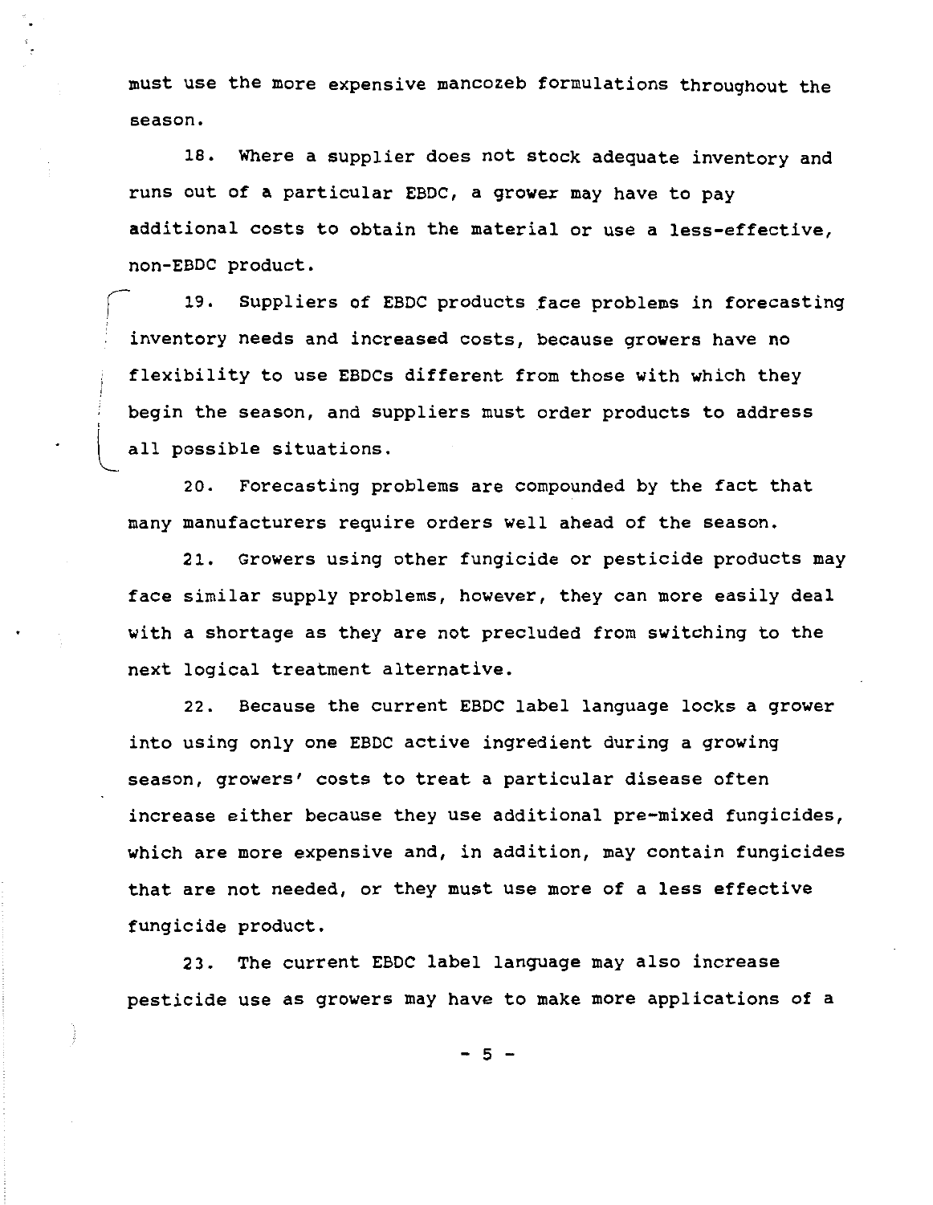must use the more expensive mancozeb formulations throughout the season.

18. Where a supplier does not stock adequate inventory and runs out of a particular EBDC, a grower may have to pay additional costs to obtain the material or use a less-effective, non-EBDC product.

19. Suppliers of EBDC products face problems in forecasting inventory needs and increased costs, because growers have no flexibility to use EBDCs different from those with which they begin the season, and suppliers must order products to address all possible situations.

20. Forecasting problems are compounded by the fact that many manufacturers require orders well ahead of the season.

21. Growers using other fungicide or pesticide products may face similar supply problems, however, they can more easily deal with a shortage as they are not precluded from switching to the next logical treatment alternative.

22. Because the current EBDC label language locks a grower into using only one EBDC active ingredient during a growing season, growers' costs to treat a particular disease often increase either because they use additional pre-mixed fungicides, which are more expensive and, in addition, may contain fungicides that are not needed, or they must use more of a less effective fungicide product.

23. The current EBDC label language may also increase pesticide use as growers may have to make more applications of a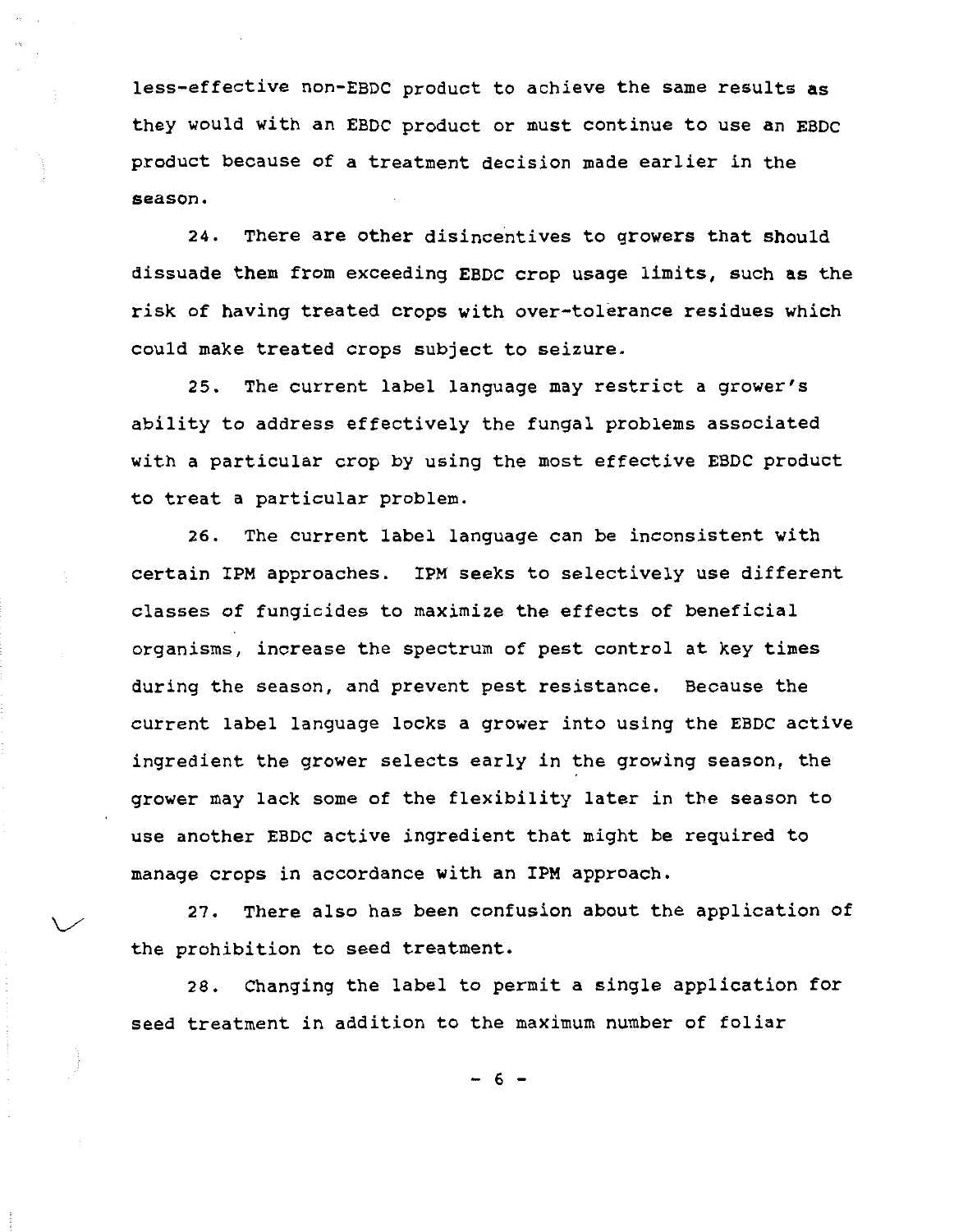less-effective non-EBDC product to achieve the same results as they would with an EBDC product or must continue to use an EBDC product because of a treatment decision made earlier in the season.

24. There are other disincentives to growers that should dissuade them from exceeding EBDC crop usage limits, such as the risk of having treated crops with over-tolerance residues which could make treated crops subject to seizure.

25. The current label language may restrict a grower's ability to address effectively the fungal problems associated with a particular crop by using the most effective EBDC product to treat a particular problem.

26. The current label language can be inconsistent with certain IPM approaches. IPM seeks to selectively use different classes of fungicides to maximize the effects of beneficial organisms, increase the spectrum of pest control at key times during the season, and prevent pest resistance. Because the current label language locks a grower into using the EBDC active ingredient the grower selects early in the growing season, the grower may lack some of the flexibility later in the season to use another EBDC active ingredient that might be required to manage crops in accordance with an IPM approach.

27. There also has been confusion about the application of the prohibition to seed treatment.

28. Changing the label to permit a single application for seed treatment in addition to the maximum number of foliar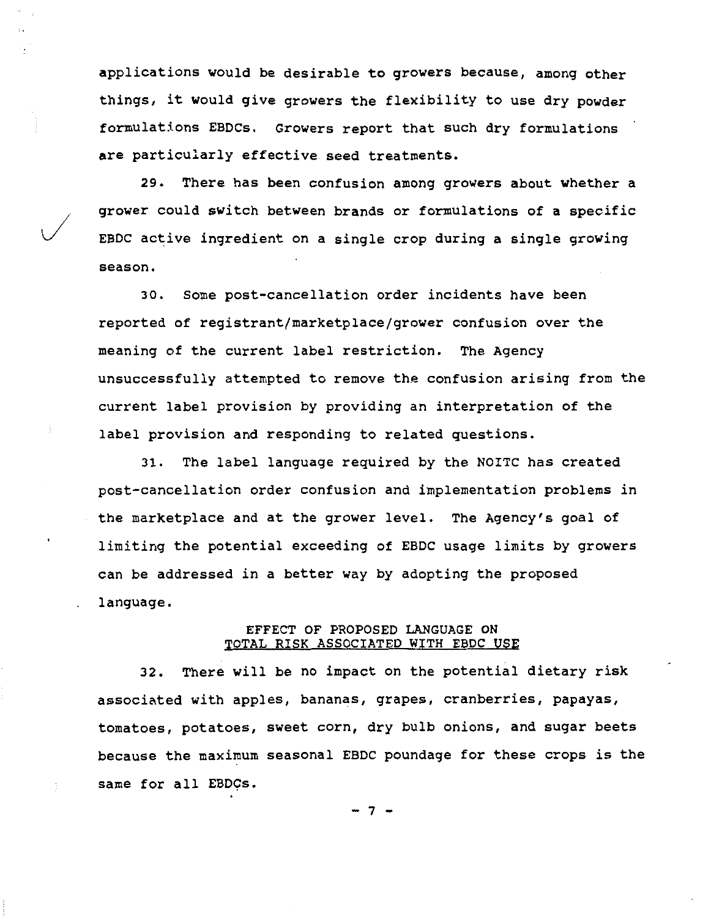applications would be desirable to growers because, among other things, it would give growers the flexibility to use dry powder formulations EBDCs. Growers report that such dry formulations are particularly effective seed treatments.

29. There has been confusion among growers about whether a grower could switch between brands or formulations of a specific EBDC active ingredient on a single crop during a single growing season.

30. Some post-cancellation order incidents have been reported of registrant/marketplace/grower confusion over the meaning of the current label restriction. The Agency unsuccessfully attempted to remove the confusion arising from the current label provision by providing an interpretation of the label provision and responding to related questions.

31. The label language required by the NOITC has created post-cancellation order confusion and implementation problems in the marketplace and at the grower level. The Agency's goal of limiting the potential exceeding of EBDC usage limits by growers can be addressed in a better way by adopting the proposed language.

## EFFECT OF PROPOSED LANGUAGE ON TOTAL RISK ASSOCIATED WITH EBDC USE

32. There will be no impact on the potential dietary risk associated with apples, bananas, grapes, cranberries, papayas, tomatoes, potatoes, sweet corn, dry bulb onions, and sugar beets because the maximum seasonal EBDC poundage for these crops is the same for all EBDCs.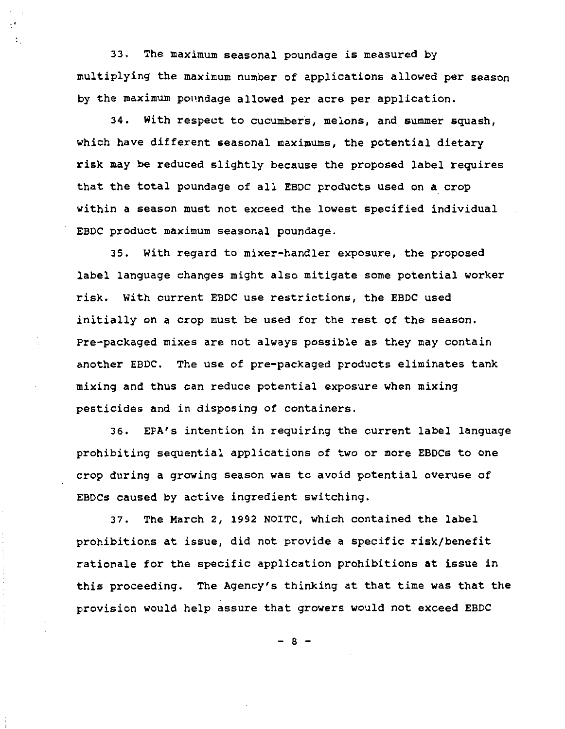33. The maximum seasonal poundage is measured by multiplying the maximum number of applications allowed per season by the maximum poundage allowed per acre per application.

34. With respect to cucumbers, melons, and summer squash, which have different seasonal maximums, the potential dietary risk may be reduced slightly because the proposed label requires that the total poundage of all EBDC products used on a crop within a season must not exceed the lowest specified individual EBDC product maximum seasonal poundage.

35. With regard to mixer-handler exposure, the proposed label language changes might also mitigate some potential worker risk. With current EBDC use restrictions, the EBDC used initially on a crop must be used for the rest of the season. Pre-packaged mixes are not always possible as they may contain another EBDC. The use of pre-packaged products eliminates tank mixing and thus can reduce potential exposure when mixing pesticides and in disposing of containers.

36. EPA's intention in requiring the current label language prohibiting sequential applications of two or more EBDCs to one crop during a growing season was to avoid potential overuse of EBDCs caused by active ingredient switching.

37. The March 2, 1992 NOITC, which contained the label prohibitions at issue, did not provide a specific risk/benefit rationale for the specific application prohibitions at issue in this proceeding. The Agency's thinking at that time was that the provision would help assure that growers would not exceed EBDC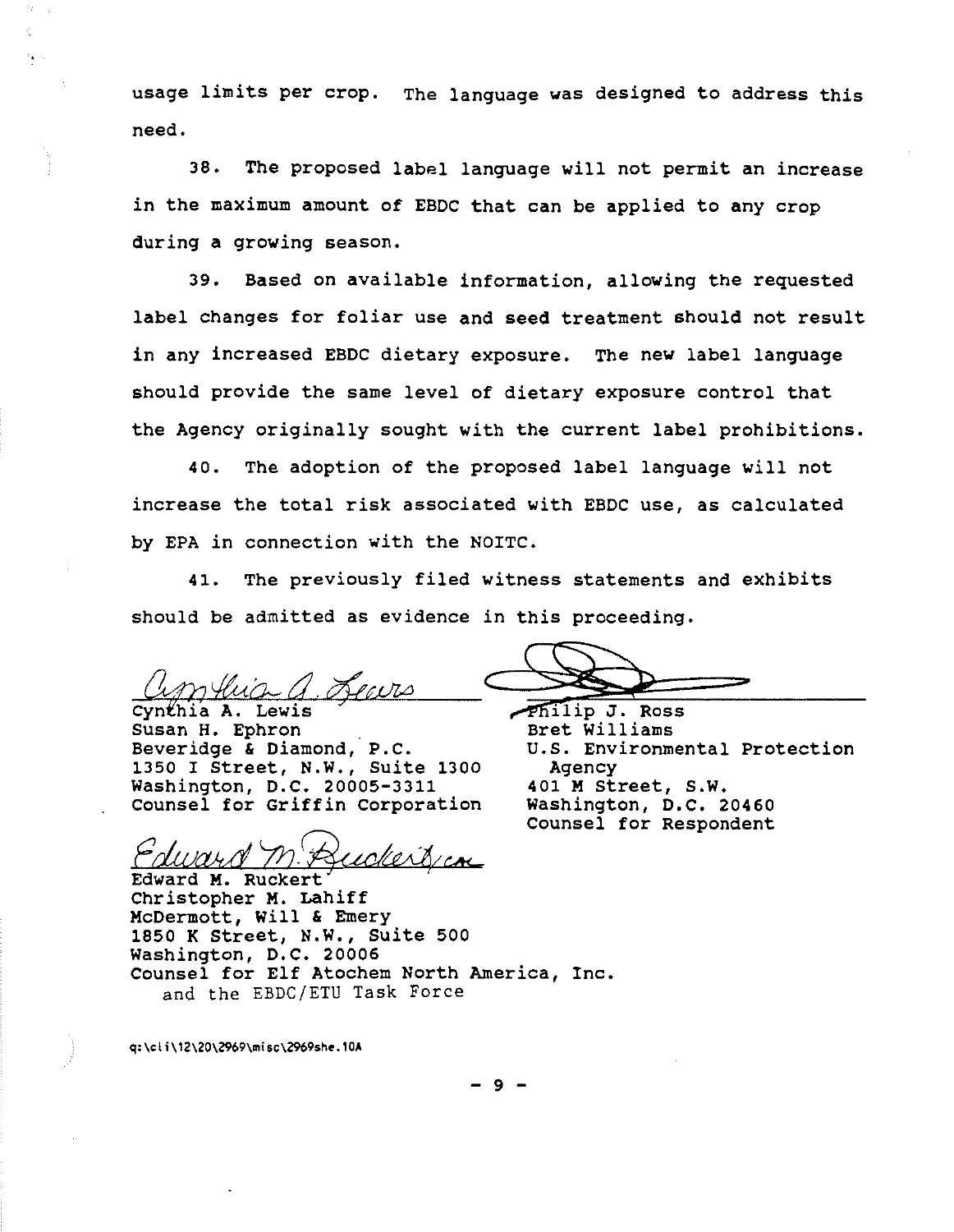usage limits per crop. The language was designed to address this need.

38. The proposed label language will not permit an increase in the maximum amount of EBDC that can be applied to any crop during a growing season.

39. Based on available information, allowing the requested label changes for foliar use and seed treatment should not result in any increased EBDC dietary exposure. The new label language should provide the same level of dietary exposure control that the Agency originally sought with the current label prohibitions.

40. The adoption of the proposed label language will not increase the total risk associated with EBDC use, as calculated by EPA in connection with the NOITC.

41. The previously filed witness statements and exhibits should be admitted as evidence in this proceeding.

Cynthia A. Lewis
Susan H. Ephron
Beveridge & Diamond, P.C.
1350 I Street, N.W., Suite 1300
Washington, D.C. 20005-3311
Counsel for Griffin Corporation

Philip J. Ross
Bret Williams
U.S. Environmental Protection Agency
401 M Street, S.W.
Washington, D.C. 20460
Counsel for Respondent

Edward M. Ruckert
Christopher M. Lahiff
McDermott, Will & Emery
1850 K Street, N.W., Suite 500
Washington, D.C. 20006
Counsel for Elf Atochem North America, Inc. and the EBDC/ETU Task Force

q:\cli\12\20\2969\misc\2969she.10A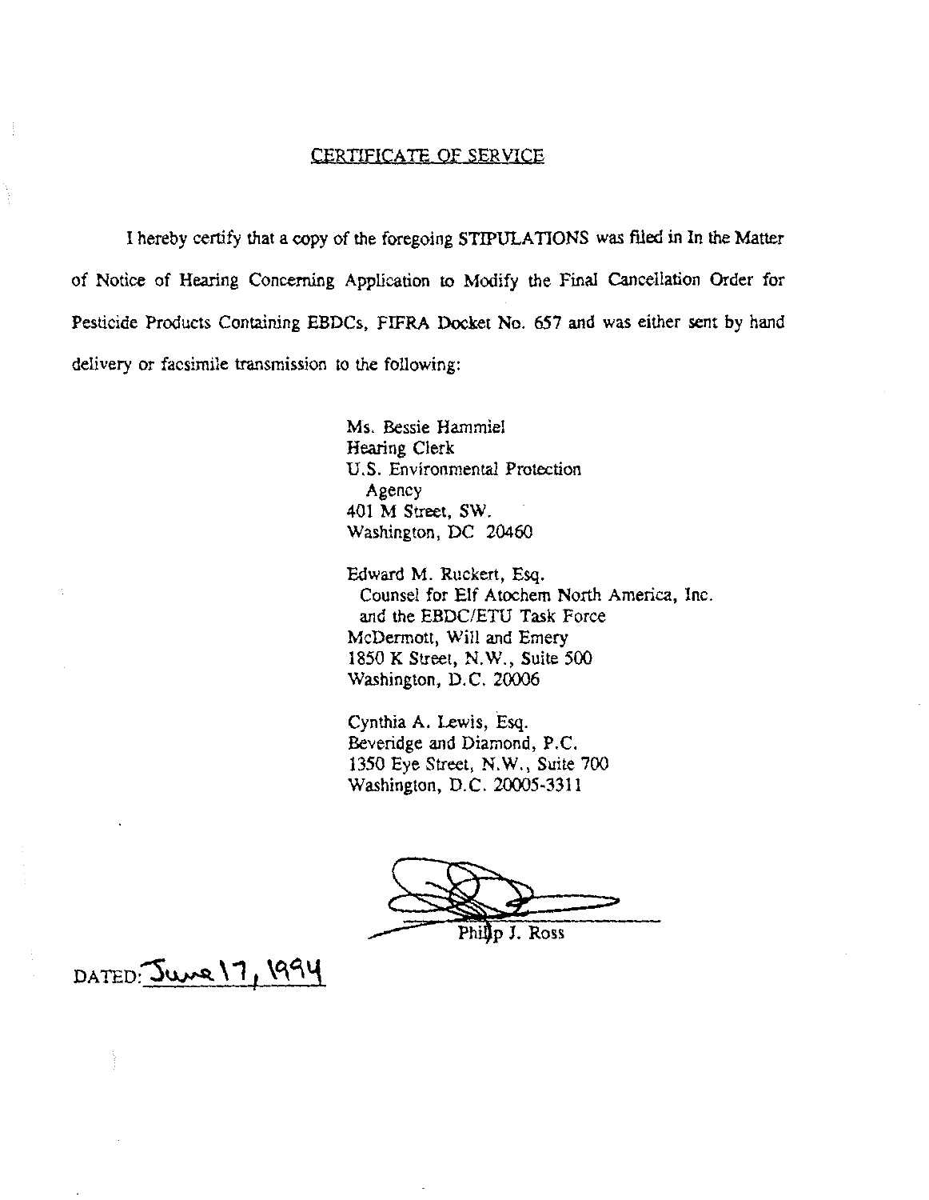CERTIFICATE OF SERVICE

I hereby certify that a copy of the foregoing STIPULATIONS was filed in In the Matter of Notice of Hearing Concerning Application to Modify the Final Cancellation Order for Pesticide Products Containing EBDCs, FIFRA Docket No. 657 and was either sent by hand delivery or facsimile transmission to the following:

Ms. Bessie Hammiel
Hearing Clerk
U.S. Environmental Protection Agency
401 M Street, SW.
Washington, DC 20460

Edward M. Ruckert, Esq.
Counsel for Elf Atochem North America, Inc. and the EBDC/ETU Task Force
McDermott, Will and Emery
1850 K Street, N.W., Suite 500
Washington, D.C. 20006

Cynthia A. Lewis, Esq.
Beveridge and Diamond, P.C.
1350 Eye Street, N.W., Suite 700
Washington, D.C. 20005-3311

Philip J. Ross

DATED: June 17, 1994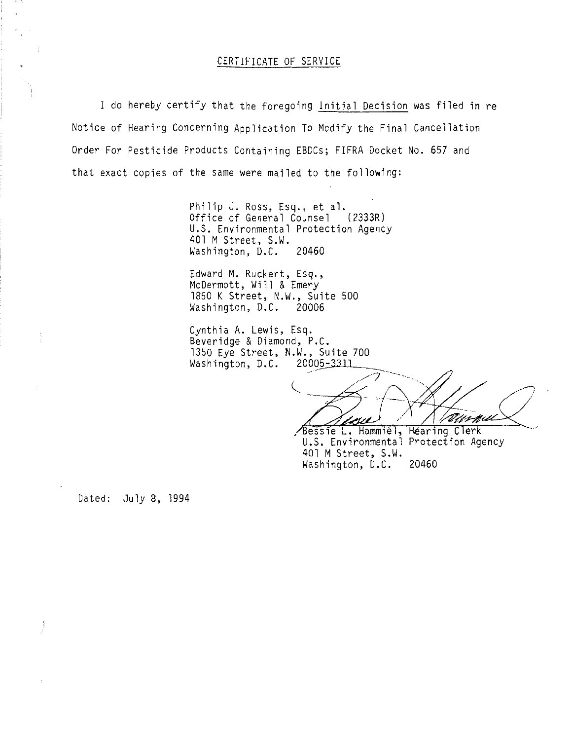## CERTIFICATE OF SERVICE

I do hereby certify that the foregoing Initial Decision was filed in re Notice of Hearing Concerning Application To Modify the Final Cancellation Order For Pesticide Products Containing EBDCs; FIFRA Docket No. 657 and that exact copies of the same were mailed to the following:

Philip J. Ross, Esq., et al.
Office of General Counsel (2333R)
U.S. Environmental Protection Agency
401 M Street, S.W.
Washington, D.C. 20460

Edward M. Ruckert, Esq.,
McDermott, Will & Emery
1850 K Street, N.W., Suite 500
Washington, D.C. 20006

Cynthia A. Lewis, Esq.
Beveridge & Diamond, P.C.
1350 Eye Street, N.W., Suite 700
Washington, D.C. 20005-3311

Bessie L. Hammiel, Hearing Clerk
U.S. Environmental Protection Agency
401 M Street, S.W.
Washington, D.C. 20460

Dated: July 8, 1994